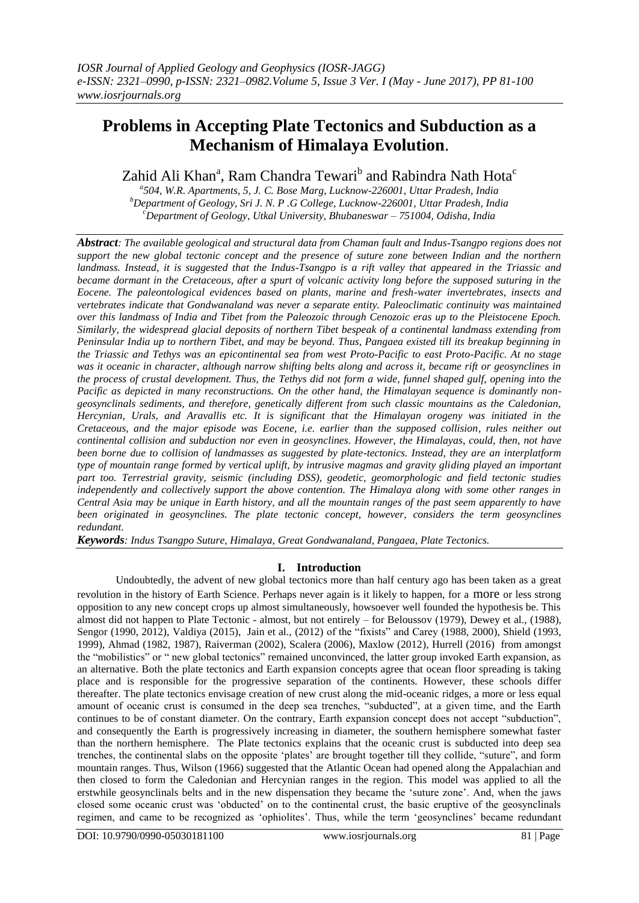# Problems in Accepting Plate Tectonics and Subduction as a Mechanism of Himalaya Evolution.

Zahid Ali Khan[a], Ram Chandra Tewari[b] and Rabindra Nath Hota[c]

[a]504, W.R. Apartments, 5, J. C. Bose Marg, Lucknow-226001, Uttar Pradesh, India
[b]Department of Geology, Sri J. N. P .G College, Lucknow-226001, Uttar Pradesh, India
[c]Department of Geology, Utkal University, Bhubaneswar – 751004, Odisha, India

***Abstract**: The available geological and structural data from Chaman fault and Indus-Tsangpo regions does not support the new global tectonic concept and the presence of suture zone between Indian and the northern landmass. Instead, it is suggested that the Indus-Tsangpo is a rift valley that appeared in the Triassic and became dormant in the Cretaceous, after a spurt of volcanic activity long before the supposed suturing in the Eocene. The paleontological evidences based on plants, marine and fresh-water invertebrates, insects and vertebrates indicate that Gondwanaland was never a separate entity. Paleoclimatic continuity was maintained over this landmass of India and Tibet from the Paleozoic through Cenozoic eras up to the Pleistocene Epoch. Similarly, the widespread glacial deposits of northern Tibet bespeak of a continental landmass extending from Peninsular India up to northern Tibet, and may be beyond. Thus, Pangaea existed till its breakup beginning in the Triassic and Tethys was an epicontinental sea from west Proto-Pacific to east Proto-Pacific. At no stage was it oceanic in character, although narrow shifting belts along and across it, became rift or geosynclines in the process of crustal development. Thus, the Tethys did not form a wide, funnel shaped gulf, opening into the Pacific as depicted in many reconstructions. On the other hand, the Himalayan sequence is dominantly non-geosynclinals sediments, and therefore, genetically different from such classic mountains as the Caledonian, Hercynian, Urals, and Aravallis etc. It is significant that the Himalayan orogeny was initiated in the Cretaceous, and the major episode was Eocene, i.e. earlier than the supposed collision, rules neither out continental collision and subduction nor even in geosynclines. However, the Himalayas, could, then, not have been borne due to collision of landmasses as suggested by plate-tectonics. Instead, they are an interplatform type of mountain range formed by vertical uplift, by intrusive magmas and gravity gliding played an important part too. Terrestrial gravity, seismic (including DSS), geodetic, geomorphologic and field tectonic studies independently and collectively support the above contention. The Himalaya along with some other ranges in Central Asia may be unique in Earth history, and all the mountain ranges of the past seem apparently to have been originated in geosynclines. The plate tectonic concept, however, considers the term geosynclines redundant.*

***Keywords**: Indus Tsangpo Suture, Himalaya, Great Gondwanaland, Pangaea, Plate Tectonics.*

## I. Introduction

Undoubtedly, the advent of new global tectonics more than half century ago has been taken as a great revolution in the history of Earth Science. Perhaps never again is it likely to happen, for a more or less strong opposition to any new concept crops up almost simultaneously, howsoever well founded the hypothesis be. This almost did not happen to Plate Tectonic - almost, but not entirely – for Beloussov (1979), Dewey et al., (1988), Sengor (1990, 2012), Valdiya (2015), Jain et al., (2012) of the "fixists" and Carey (1988, 2000), Shield (1993, 1999), Ahmad (1982, 1987), Raiverman (2002), Scalera (2006), Maxlow (2012), Hurrell (2016) from amongst the "mobilistics" or " new global tectonics" remained unconvinced, the latter group invoked Earth expansion, as an alternative. Both the plate tectonics and Earth expansion concepts agree that ocean floor spreading is taking place and is responsible for the progressive separation of the continents. However, these schools differ thereafter. The plate tectonics envisage creation of new crust along the mid-oceanic ridges, a more or less equal amount of oceanic crust is consumed in the deep sea trenches, "subducted", at a given time, and the Earth continues to be of constant diameter. On the contrary, Earth expansion concept does not accept "subduction", and consequently the Earth is progressively increasing in diameter, the southern hemisphere somewhat faster than the northern hemisphere. The Plate tectonics explains that the oceanic crust is subducted into deep sea trenches, the continental slabs on the opposite 'plates' are brought together till they collide, "suture", and form mountain ranges. Thus, Wilson (1966) suggested that the Atlantic Ocean had opened along the Appalachian and then closed to form the Caledonian and Hercynian ranges in the region. This model was applied to all the erstwhile geosynclinals belts and in the new dispensation they became the 'suture zone'. And, when the jaws closed some oceanic crust was 'obducted' on to the continental crust, the basic eruptive of the geosynclinals regimen, and came to be recognized as 'ophiolites'. Thus, while the term 'geosynclines' became redundant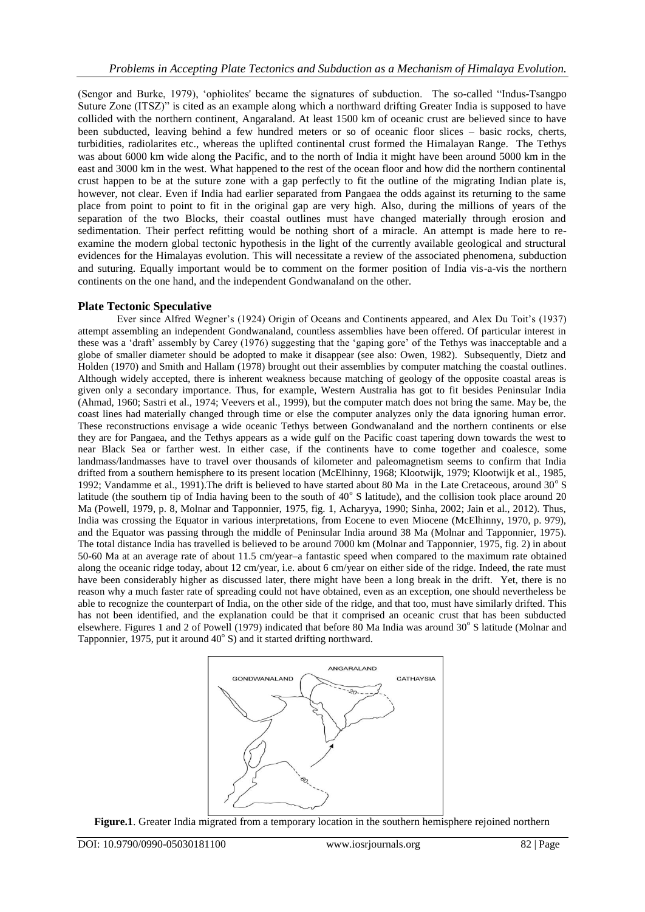(Sengor and Burke, 1979), 'ophiolites' became the signatures of subduction. The so-called "Indus-Tsangpo Suture Zone (ITSZ)" is cited as an example along which a northward drifting Greater India is supposed to have collided with the northern continent, Angaraland. At least 1500 km of oceanic crust are believed since to have been subducted, leaving behind a few hundred meters or so of oceanic floor slices – basic rocks, cherts, turbidities, radiolarites etc., whereas the uplifted continental crust formed the Himalayan Range. The Tethys was about 6000 km wide along the Pacific, and to the north of India it might have been around 5000 km in the east and 3000 km in the west. What happened to the rest of the ocean floor and how did the northern continental crust happen to be at the suture zone with a gap perfectly to fit the outline of the migrating Indian plate is, however, not clear. Even if India had earlier separated from Pangaea the odds against its returning to the same place from point to point to fit in the original gap are very high. Also, during the millions of years of the separation of the two Blocks, their coastal outlines must have changed materially through erosion and sedimentation. Their perfect refitting would be nothing short of a miracle. An attempt is made here to re-examine the modern global tectonic hypothesis in the light of the currently available geological and structural evidences for the Himalayas evolution. This will necessitate a review of the associated phenomena, subduction and suturing. Equally important would be to comment on the former position of India vis-a-vis the northern continents on the one hand, and the independent Gondwanaland on the other.

## Plate Tectonic Speculative

Ever since Alfred Wegner's (1924) Origin of Oceans and Continents appeared, and Alex Du Toit's (1937) attempt assembling an independent Gondwanaland, countless assemblies have been offered. Of particular interest in these was a 'draft' assembly by Carey (1976) suggesting that the 'gaping gore' of the Tethys was inacceptable and a globe of smaller diameter should be adopted to make it disappear (see also: Owen, 1982). Subsequently, Dietz and Holden (1970) and Smith and Hallam (1978) brought out their assemblies by computer matching the coastal outlines. Although widely accepted, there is inherent weakness because matching of geology of the opposite coastal areas is given only a secondary importance. Thus, for example, Western Australia has got to fit besides Peninsular India (Ahmad, 1960; Sastri et al., 1974; Veevers et al., 1999), but the computer match does not bring the same. May be, the coast lines had materially changed through time or else the computer analyzes only the data ignoring human error. These reconstructions envisage a wide oceanic Tethys between Gondwanaland and the northern continents or else they are for Pangaea, and the Tethys appears as a wide gulf on the Pacific coast tapering down towards the west to near Black Sea or farther west. In either case, if the continents have to come together and coalesce, some landmass/landmasses have to travel over thousands of kilometer and paleomagnetism seems to confirm that India drifted from a southern hemisphere to its present location (McElhinny, 1968; Klootwijk, 1979; Klootwijk et al., 1985, 1992; Vandamme et al., 1991).The drift is believed to have started about 80 Ma in the Late Cretaceous, around 30° S latitude (the southern tip of India having been to the south of 40° S latitude), and the collision took place around 20 Ma (Powell, 1979, p. 8, Molnar and Tapponnier, 1975, fig. 1, Acharyya, 1990; Sinha, 2002; Jain et al., 2012). Thus, India was crossing the Equator in various interpretations, from Eocene to even Miocene (McElhinny, 1970, p. 979), and the Equator was passing through the middle of Peninsular India around 38 Ma (Molnar and Tapponnier, 1975). The total distance India has travelled is believed to be around 7000 km (Molnar and Tapponnier, 1975, fig. 2) in about 50-60 Ma at an average rate of about 11.5 cm/year–a fantastic speed when compared to the maximum rate obtained along the oceanic ridge today, about 12 cm/year, i.e. about 6 cm/year on either side of the ridge. Indeed, the rate must have been considerably higher as discussed later, there might have been a long break in the drift. Yet, there is no reason why a much faster rate of spreading could not have obtained, even as an exception, one should nevertheless be able to recognize the counterpart of India, on the other side of the ridge, and that too, must have similarly drifted. This has not been identified, and the explanation could be that it comprised an oceanic crust that has been subducted elsewhere. Figures 1 and 2 of Powell (1979) indicated that before 80 Ma India was around 30° S latitude (Molnar and Tapponnier, 1975, put it around 40° S) and it started drifting northward.

**Figure.1**. Greater India migrated from a temporary location in the southern hemisphere rejoined northern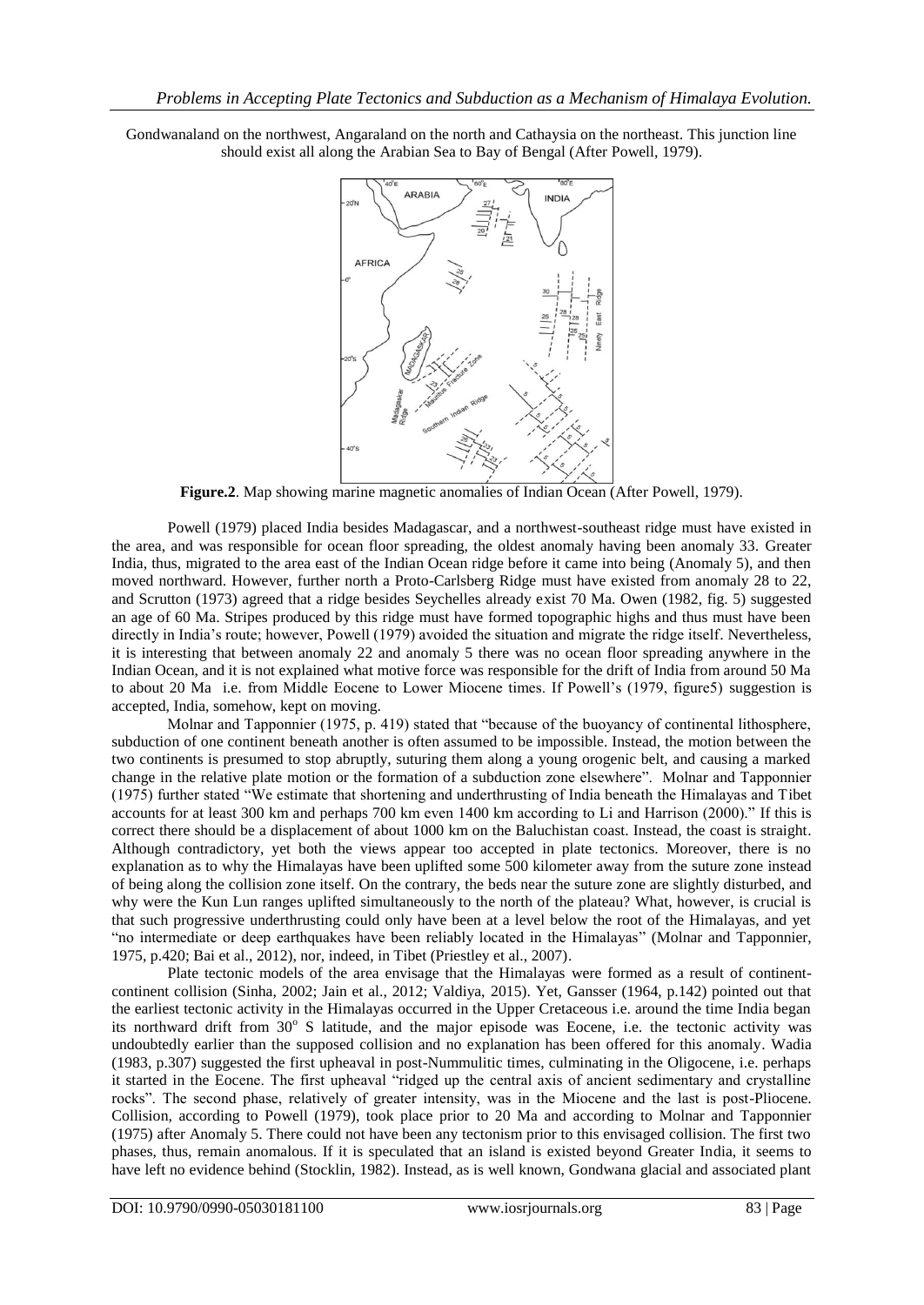Gondwanaland on the northwest, Angaraland on the north and Cathaysia on the northeast. This junction line should exist all along the Arabian Sea to Bay of Bengal (After Powell, 1979).

**Figure.2**. Map showing marine magnetic anomalies of Indian Ocean (After Powell, 1979).

Powell (1979) placed India besides Madagascar, and a northwest-southeast ridge must have existed in the area, and was responsible for ocean floor spreading, the oldest anomaly having been anomaly 33. Greater India, thus, migrated to the area east of the Indian Ocean ridge before it came into being (Anomaly 5), and then moved northward. However, further north a Proto-Carlsberg Ridge must have existed from anomaly 28 to 22, and Scrutton (1973) agreed that a ridge besides Seychelles already exist 70 Ma. Owen (1982, fig. 5) suggested an age of 60 Ma. Stripes produced by this ridge must have formed topographic highs and thus must have been directly in India's route; however, Powell (1979) avoided the situation and migrate the ridge itself. Nevertheless, it is interesting that between anomaly 22 and anomaly 5 there was no ocean floor spreading anywhere in the Indian Ocean, and it is not explained what motive force was responsible for the drift of India from around 50 Ma to about 20 Ma i.e. from Middle Eocene to Lower Miocene times. If Powell's (1979, figure5) suggestion is accepted, India, somehow, kept on moving.

Molnar and Tapponnier (1975, p. 419) stated that "because of the buoyancy of continental lithosphere, subduction of one continent beneath another is often assumed to be impossible. Instead, the motion between the two continents is presumed to stop abruptly, suturing them along a young orogenic belt, and causing a marked change in the relative plate motion or the formation of a subduction zone elsewhere". Molnar and Tapponnier (1975) further stated "We estimate that shortening and underthrusting of India beneath the Himalayas and Tibet accounts for at least 300 km and perhaps 700 km even 1400 km according to Li and Harrison (2000)." If this is correct there should be a displacement of about 1000 km on the Baluchistan coast. Instead, the coast is straight. Although contradictory, yet both the views appear too accepted in plate tectonics. Moreover, there is no explanation as to why the Himalayas have been uplifted some 500 kilometer away from the suture zone instead of being along the collision zone itself. On the contrary, the beds near the suture zone are slightly disturbed, and why were the Kun Lun ranges uplifted simultaneously to the north of the plateau? What, however, is crucial is that such progressive underthrusting could only have been at a level below the root of the Himalayas, and yet "no intermediate or deep earthquakes have been reliably located in the Himalayas" (Molnar and Tapponnier, 1975, p.420; Bai et al., 2012), nor, indeed, in Tibet (Priestley et al., 2007).

Plate tectonic models of the area envisage that the Himalayas were formed as a result of continent-continent collision (Sinha, 2002; Jain et al., 2012; Valdiya, 2015). Yet, Gansser (1964, p.142) pointed out that the earliest tectonic activity in the Himalayas occurred in the Upper Cretaceous i.e. around the time India began its northward drift from 30° S latitude, and the major episode was Eocene, i.e. the tectonic activity was undoubtedly earlier than the supposed collision and no explanation has been offered for this anomaly. Wadia (1983, p.307) suggested the first upheaval in post-Nummulitic times, culminating in the Oligocene, i.e. perhaps it started in the Eocene. The first upheaval "ridged up the central axis of ancient sedimentary and crystalline rocks". The second phase, relatively of greater intensity, was in the Miocene and the last is post-Pliocene. Collision, according to Powell (1979), took place prior to 20 Ma and according to Molnar and Tapponnier (1975) after Anomaly 5. There could not have been any tectonism prior to this envisaged collision. The first two phases, thus, remain anomalous. If it is speculated that an island is existed beyond Greater India, it seems to have left no evidence behind (Stocklin, 1982). Instead, as is well known, Gondwana glacial and associated plant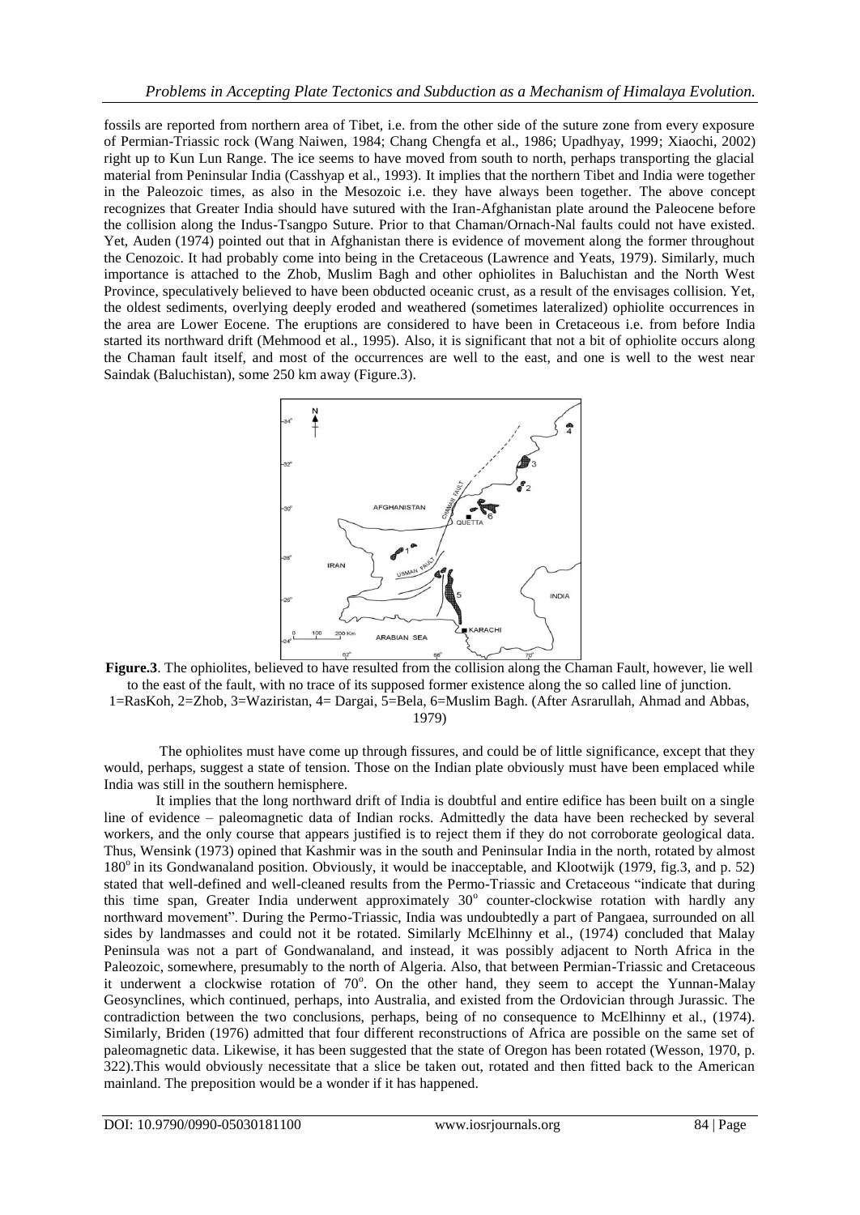fossils are reported from northern area of Tibet, i.e. from the other side of the suture zone from every exposure of Permian-Triassic rock (Wang Naiwen, 1984; Chang Chengfa et al., 1986; Upadhyay, 1999; Xiaochi, 2002) right up to Kun Lun Range. The ice seems to have moved from south to north, perhaps transporting the glacial material from Peninsular India (Casshyap et al., 1993). It implies that the northern Tibet and India were together in the Paleozoic times, as also in the Mesozoic i.e. they have always been together. The above concept recognizes that Greater India should have sutured with the Iran-Afghanistan plate around the Paleocene before the collision along the Indus-Tsangpo Suture. Prior to that Chaman/Ornach-Nal faults could not have existed. Yet, Auden (1974) pointed out that in Afghanistan there is evidence of movement along the former throughout the Cenozoic. It had probably come into being in the Cretaceous (Lawrence and Yeats, 1979). Similarly, much importance is attached to the Zhob, Muslim Bagh and other ophiolites in Baluchistan and the North West Province, speculatively believed to have been obducted oceanic crust, as a result of the envisages collision. Yet, the oldest sediments, overlying deeply eroded and weathered (sometimes lateralized) ophiolite occurrences in the area are Lower Eocene. The eruptions are considered to have been in Cretaceous i.e. from before India started its northward drift (Mehmood et al., 1995). Also, it is significant that not a bit of ophiolite occurs along the Chaman fault itself, and most of the occurrences are well to the east, and one is well to the west near Saindak (Baluchistan), some 250 km away (Figure.3).

**Figure.3**. The ophiolites, believed to have resulted from the collision along the Chaman Fault, however, lie well to the east of the fault, with no trace of its supposed former existence along the so called line of junction. 1=RasKoh, 2=Zhob, 3=Waziristan, 4= Dargai, 5=Bela, 6=Muslim Bagh. (After Asrarullah, Ahmad and Abbas, 1979)

The ophiolites must have come up through fissures, and could be of little significance, except that they would, perhaps, suggest a state of tension. Those on the Indian plate obviously must have been emplaced while India was still in the southern hemisphere.

It implies that the long northward drift of India is doubtful and entire edifice has been built on a single line of evidence – paleomagnetic data of Indian rocks. Admittedly the data have been rechecked by several workers, and the only course that appears justified is to reject them if they do not corroborate geological data. Thus, Wensink (1973) opined that Kashmir was in the south and Peninsular India in the north, rotated by almost $180^{o}$ in its Gondwanaland position. Obviously, it would be inacceptable, and Klootwijk (1979, fig.3, and p. 52) stated that well-defined and well-cleaned results from the Permo-Triassic and Cretaceous "indicate that during this time span, Greater India underwent approximately $30^{o}$ counter-clockwise rotation with hardly any northward movement". During the Permo-Triassic, India was undoubtedly a part of Pangaea, surrounded on all sides by landmasses and could not it be rotated. Similarly McElhinny et al., (1974) concluded that Malay Peninsula was not a part of Gondwanaland, and instead, it was possibly adjacent to North Africa in the Paleozoic, somewhere, presumably to the north of Algeria. Also, that between Permian-Triassic and Cretaceous it underwent a clockwise rotation of $70^{o}$. On the other hand, they seem to accept the Yunnan-Malay Geosynclines, which continued, perhaps, into Australia, and existed from the Ordovician through Jurassic. The contradiction between the two conclusions, perhaps, being of no consequence to McElhinny et al., (1974). Similarly, Briden (1976) admitted that four different reconstructions of Africa are possible on the same set of paleomagnetic data. Likewise, it has been suggested that the state of Oregon has been rotated (Wesson, 1970, p. 322).This would obviously necessitate that a slice be taken out, rotated and then fitted back to the American mainland. The preposition would be a wonder if it has happened.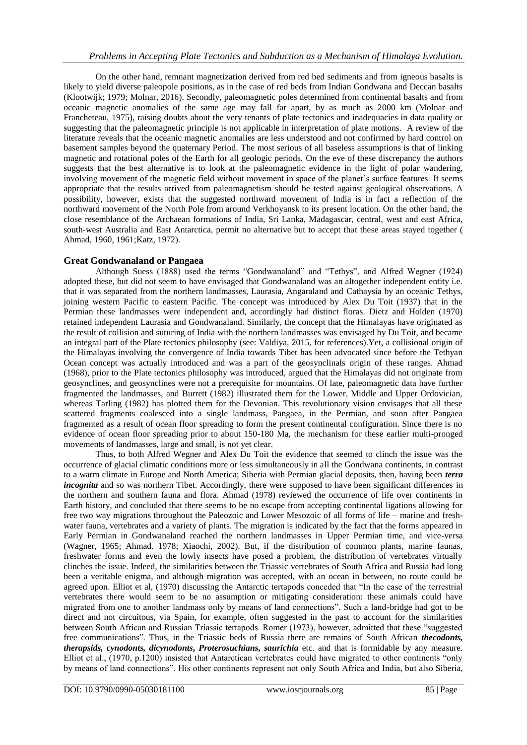On the other hand, remnant magnetization derived from red bed sediments and from igneous basalts is likely to yield diverse paleopole positions, as in the case of red beds from Indian Gondwana and Deccan basalts (Klootwijk; 1979; Molnar, 2016). Secondly, paleomagnetic poles determined from continental basalts and from oceanic magnetic anomalies of the same age may fall far apart, by as much as 2000 km (Molnar and Francheteau, 1975), raising doubts about the very tenants of plate tectonics and inadequacies in data quality or suggesting that the paleomagnetic principle is not applicable in interpretation of plate motions. A review of the literature reveals that the oceanic magnetic anomalies are less understood and not confirmed by hard control on basement samples beyond the quaternary Period. The most serious of all baseless assumptions is that of linking magnetic and rotational poles of the Earth for all geologic periods. On the eve of these discrepancy the authors suggests that the best alternative is to look at the paleomagnetic evidence in the light of polar wandering, involving movement of the magnetic field without movement in space of the planet's surface features. It seems appropriate that the results arrived from paleomagnetism should be tested against geological observations. A possibility, however, exists that the suggested northward movement of India is in fact a reflection of the northward movement of the North Pole from around Verkhoyansk to its present location. On the other hand, the close resemblance of the Archaean formations of India, Sri Lanka, Madagascar, central, west and east Africa, south-west Australia and East Antarctica, permit no alternative but to accept that these areas stayed together ( Ahmad, 1960, 1961;Katz, 1972).

## Great Gondwanaland or Pangaea

Although Suess (1888) used the terms "Gondwanaland" and "Tethys", and Alfred Wegner (1924) adopted these, but did not seem to have envisaged that Gondwanaland was an altogether independent entity i.e. that it was separated from the northern landmasses, Laurasia, Angaraland and Cathaysia by an oceanic Tethys, joining western Pacific to eastern Pacific. The concept was introduced by Alex Du Toit (1937) that in the Permian these landmasses were independent and, accordingly had distinct floras. Dietz and Holden (1970) retained independent Laurasia and Gondwanaland. Similarly, the concept that the Himalayas have originated as the result of collision and suturing of India with the northern landmasses was envisaged by Du Toit, and became an integral part of the Plate tectonics philosophy (see: Valdiya, 2015, for references).Yet, a collisional origin of the Himalayas involving the convergence of India towards Tibet has been advocated since before the Tethyan Ocean concept was actually introduced and was a part of the geosynclinals origin of these ranges. Ahmad (1968), prior to the Plate tectonics philosophy was introduced, argued that the Himalayas did not originate from geosynclines, and geosynclines were not a prerequisite for mountains. Of late, paleomagnetic data have further fragmented the landmasses, and Burrett (1982) illustrated them for the Lower, Middle and Upper Ordovician, whereas Tarling (1982) has plotted them for the Devonian. This revolutionary vision envisages that all these scattered fragments coalesced into a single landmass, Pangaea, in the Permian, and soon after Pangaea fragmented as a result of ocean floor spreading to form the present continental configuration. Since there is no evidence of ocean floor spreading prior to about 150-180 Ma, the mechanism for these earlier multi-pronged movements of landmasses, large and small, is not yet clear.

Thus, to both Alfred Wegner and Alex Du Toit the evidence that seemed to clinch the issue was the occurrence of glacial climatic conditions more or less simultaneously in all the Gondwana continents, in contrast to a warm climate in Europe and North America; Siberia with Permian glacial deposits, then, having been ***terra incognita*** and so was northern Tibet. Accordingly, there were supposed to have been significant differences in the northern and southern fauna and flora. Ahmad (1978) reviewed the occurrence of life over continents in Earth history, and concluded that there seems to be no escape from accepting continental ligations allowing for free two way migrations throughout the Paleozoic and Lower Mesozoic of all forms of life – marine and fresh-water fauna, vertebrates and a variety of plants. The migration is indicated by the fact that the forms appeared in Early Permian in Gondwanaland reached the northern landmasses in Upper Permian time, and vice-versa (Wagner, 1965; Ahmad. 1978; Xiaochi, 2002). But, if the distribution of common plants, marine faunas, freshwater forms and even the lowly insects have posed a problem, the distribution of vertebrates virtually clinches the issue. Indeed, the similarities between the Triassic vertebrates of South Africa and Russia had long been a veritable enigma, and although migration was accepted, with an ocean in between, no route could be agreed upon. Elliot et al, (1970) discussing the Antarctic tertapods conceded that "In the case of the terrestrial vertebrates there would seem to be no assumption or mitigating consideration: these animals could have migrated from one to another landmass only by means of land connections". Such a land-bridge had got to be direct and not circuitous, via Spain, for example, often suggested in the past to account for the similarities between South African and Russian Triassic tertapods. Romer (1973), however, admitted that these "suggested free communications". Thus, in the Triassic beds of Russia there are remains of South African ***thecodonts, therapsids, cynodonts, dicynodonts, Proterosuchians, saurichia*** etc. and that is formidable by any measure. Elliot et al., (1970, p.1200) insisted that Antarctican vertebrates could have migrated to other continents "only by means of land connections". His other continents represent not only South Africa and India, but also Siberia,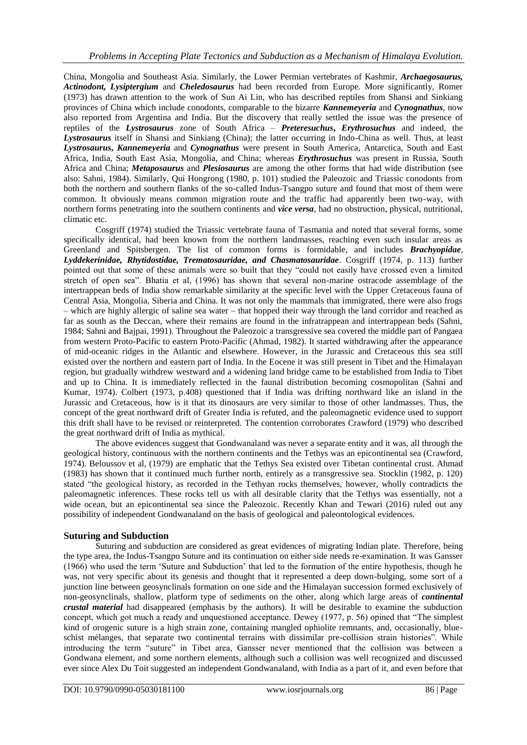China, Mongolia and Southeast Asia. Similarly, the Lower Permian vertebrates of Kashmir, ***Archaegosaurus, Actinodont, Lysiptergium*** and ***Cheledosaurus*** had been recorded from Europe. More significantly, Romer (1973) has drawn attention to the work of Sun Ai Lin, who has described reptiles from Shansi and Sinkiang provinces of China which include conodonts, comparable to the bizarre ***Kannemeyeria*** and ***Cynognathus***, now also reported from Argentina and India. But the discovery that really settled the issue was the presence of reptiles of the ***Lystrosaurus*** zone of South Africa – ***Preteresuchus***, ***Erythrosuchus*** and indeed, the ***Lystrosaurus*** itself in Shansi and Sinkiang (China); the latter occurring in Indo-China as well. Thus, at least ***Lystrosaurus***, ***Kannemeyeria*** and ***Cynognathus*** were present in South America, Antarctica, South and East Africa, India, South East Asia, Mongolia, and China; whereas ***Erythrosuchus*** was present in Russia, South Africa and China; ***Metaposaurus*** and ***Plesiosaurus*** are among the other forms that had wide distribution (see also: Sahni, 1984). Similarly, Qui Hongrong (1980, p. 101) studied the Paleozoic and Triassic conodonts from both the northern and southern flanks of the so-called Indus-Tsangpo suture and found that most of them were common. It obviously means common migration route and the traffic had apparently been two-way, with northern forms penetrating into the southern continents and ***vice versa***, had no obstruction, physical, nutritional, climatic etc.

Cosgriff (1974) studied the Triassic vertebrate fauna of Tasmania and noted that several forms, some specifically identical, had been known from the northern landmasses, reaching even such insular areas as Greenland and Spitsbergen. The list of common forms is formidable, and includes ***Brachyopidae, Lyddekerinidae, Rhytidostidae, Trematosauridae, and Chasmatosauridae***. Cosgriff (1974, p. 113) further pointed out that some of these animals were so built that they "could not easily have crossed even a limited stretch of open sea". Bhatia et al, (1996) has shown that several non-marine ostracode assemblage of the intertrappean beds of India show remarkable similarity at the specific level with the Upper Cretaceous fauna of Central Asia, Mongolia, Siberia and China. It was not only the mammals that immigrated, there were also frogs – which are highly allergic of saline sea water – that hopped their way through the land corridor and reached as far as south as the Deccan, where their remains are found in the infratrappean and intertrappean beds (Sahni, 1984; Sahni and Bajpai, 1991). Throughout the Paleozoic a transgressive sea covered the middle part of Pangaea from western Proto-Pacific to eastern Proto-Pacific (Ahmad, 1982). It started withdrawing after the appearance of mid-oceanic ridges in the Atlantic and elsewhere. However, in the Jurassic and Cretaceous this sea still existed over the northern and eastern part of India. In the Eocene it was still present in Tibet and the Himalayan region, but gradually withdrew westward and a widening land bridge came to be established from India to Tibet and up to China. It is immediately reflected in the faunal distribution becoming cosmopolitan (Sahni and Kumar, 1974). Colbert (1973, p.408) questioned that if India was drifting northward like an island in the Jurassic and Cretaceous, how is it that its dinosaurs are very similar to those of other landmasses. Thus, the concept of the great northward drift of Greater India is refuted, and the paleomagnetic evidence used to support this drift shall have to be revised or reinterpreted. The contention corroborates Crawford (1979) who described the great northward drift of India as mythical.

The above evidences suggest that Gondwanaland was never a separate entity and it was, all through the geological history, continuous with the northern continents and the Tethys was an epicontinental sea (Crawford, 1974). Beloussov et al, (1979) are emphatic that the Tethys Sea existed over Tibetan continental crust. Ahmad (1983) has shown that it continued much further north, entirely as a transgressive sea. Stocklin (1982, p. 120) stated "the geological history, as recorded in the Tethyan rocks themselves, however, wholly contradicts the paleomagnetic inferences. These rocks tell us with all desirable clarity that the Tethys was essentially, not a wide ocean, but an epicontinental sea since the Paleozoic. Recently Khan and Tewari (2016) ruled out any possibility of independent Gondwanaland on the basis of geological and paleontological evidences.

## Suturing and Subduction

Suturing and subduction are considered as great evidences of migrating Indian plate. Therefore, being the type area, the Indus-Tsangpo Suture and its continuation on either side needs re-examination. It was Gansser (1966) who used the term 'Suture and Subduction' that led to the formation of the entire hypothesis, though he was, not very specific about its genesis and thought that it represented a deep down-bulging, some sort of a junction line between geosynclinals formation on one side and the Himalayan succession formed exclusively of non-geosynclinals, shallow, platform type of sediments on the other, along which large areas of ***continental crustal material*** had disappeared (emphasis by the authors). It will be desirable to examine the subduction concept, which got much a ready and unquestioned acceptance. Dewey (1977, p. 56) opined that "The simplest kind of orogenic suture is a high strain zone, containing mangled ophiolite remnants, and, occasionally, blue-schist mélanges, that separate two continental terrains with dissimilar pre-collision strain histories". While introducing the term "suture" in Tibet area, Gansser never mentioned that the collision was between a Gondwana element, and some northern elements, although such a collision was well recognized and discussed ever since Alex Du Toit suggested an independent Gondwanaland, with India as a part of it, and even before that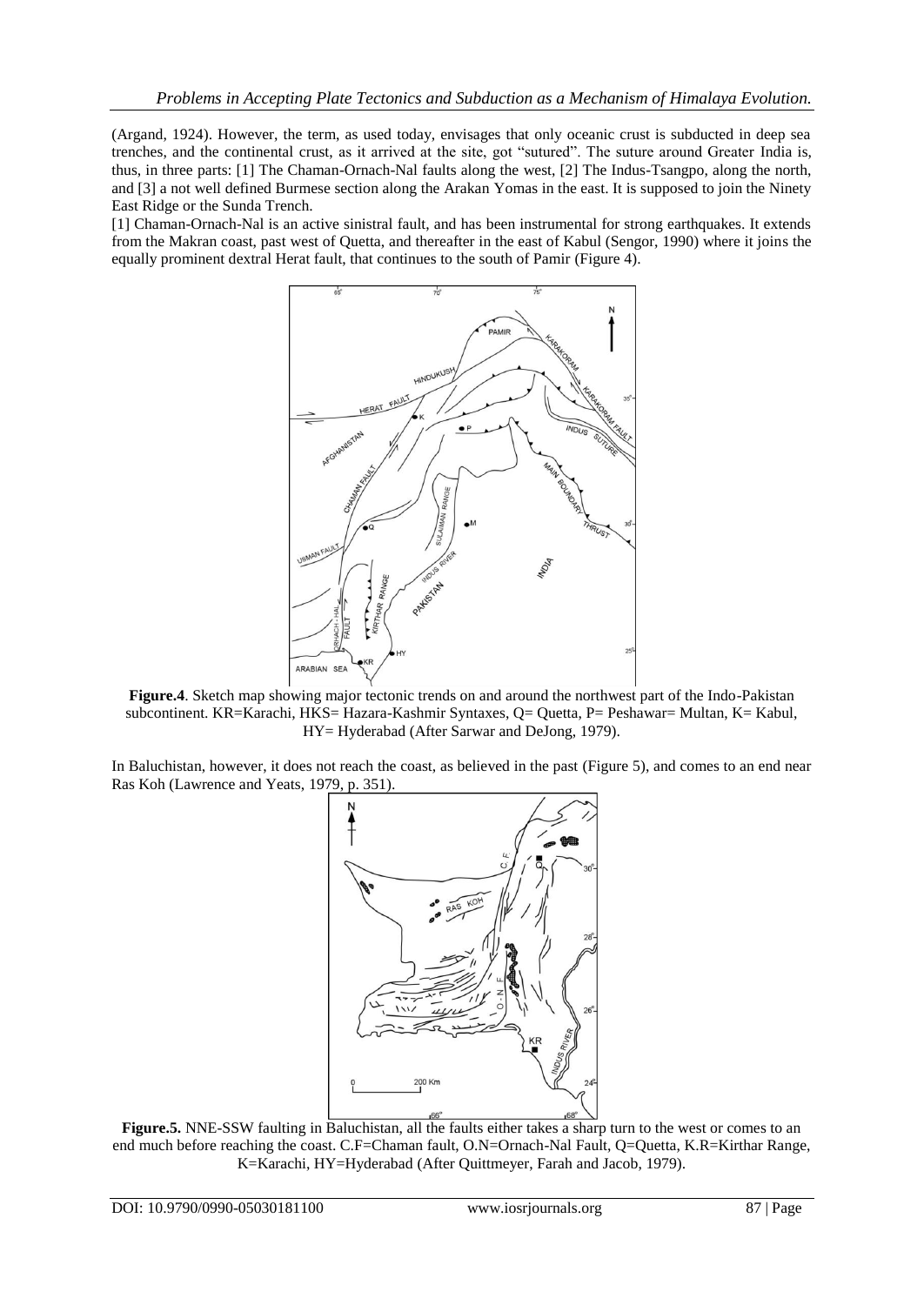(Argand, 1924). However, the term, as used today, envisages that only oceanic crust is subducted in deep sea trenches, and the continental crust, as it arrived at the site, got "sutured". The suture around Greater India is, thus, in three parts: [1] The Chaman-Ornach-Nal faults along the west, [2] The Indus-Tsangpo, along the north, and [3] a not well defined Burmese section along the Arakan Yomas in the east. It is supposed to join the Ninety East Ridge or the Sunda Trench.

[1] Chaman-Ornach-Nal is an active sinistral fault, and has been instrumental for strong earthquakes. It extends from the Makran coast, past west of Quetta, and thereafter in the east of Kabul (Sengor, 1990) where it joins the equally prominent dextral Herat fault, that continues to the south of Pamir (Figure 4).

**Figure.4**. Sketch map showing major tectonic trends on and around the northwest part of the Indo-Pakistan subcontinent. KR=Karachi, HKS= Hazara-Kashmir Syntaxes, Q= Quetta, P= Peshawar= Multan, K= Kabul, HY= Hyderabad (After Sarwar and DeJong, 1979).

In Baluchistan, however, it does not reach the coast, as believed in the past (Figure 5), and comes to an end near Ras Koh (Lawrence and Yeats, 1979, p. 351).

**Figure.5.** NNE-SSW faulting in Baluchistan, all the faults either takes a sharp turn to the west or comes to an end much before reaching the coast. C.F=Chaman fault, O.N=Ornach-Nal Fault, Q=Quetta, K.R=Kirthar Range, K=Karachi, HY=Hyderabad (After Quittmeyer, Farah and Jacob, 1979).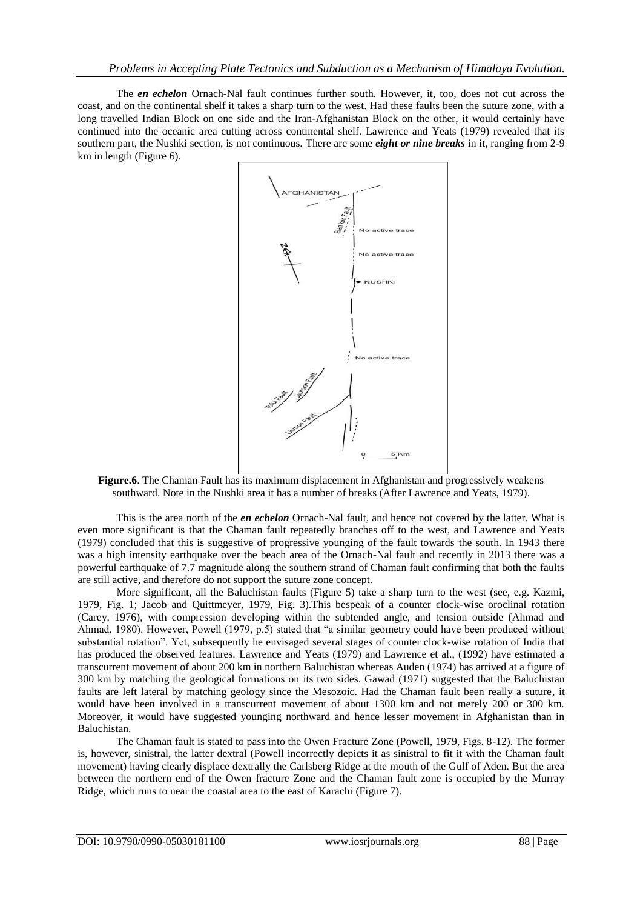The ***en echelon*** Ornach-Nal fault continues further south. However, it, too, does not cut across the coast, and on the continental shelf it takes a sharp turn to the west. Had these faults been the suture zone, with a long travelled Indian Block on one side and the Iran-Afghanistan Block on the other, it would certainly have continued into the oceanic area cutting across continental shelf. Lawrence and Yeats (1979) revealed that its southern part, the Nushki section, is not continuous. There are some ***eight or nine breaks*** in it, ranging from 2-9 km in length (Figure 6).

**Figure.6**. The Chaman Fault has its maximum displacement in Afghanistan and progressively weakens southward. Note in the Nushki area it has a number of breaks (After Lawrence and Yeats, 1979).

This is the area north of the ***en echelon*** Ornach-Nal fault, and hence not covered by the latter. What is even more significant is that the Chaman fault repeatedly branches off to the west, and Lawrence and Yeats (1979) concluded that this is suggestive of progressive younging of the fault towards the south. In 1943 there was a high intensity earthquake over the beach area of the Ornach-Nal fault and recently in 2013 there was a powerful earthquake of 7.7 magnitude along the southern strand of Chaman fault confirming that both the faults are still active, and therefore do not support the suture zone concept.

More significant, all the Baluchistan faults (Figure 5) take a sharp turn to the west (see, e.g. Kazmi, 1979, Fig. 1; Jacob and Quittmeyer, 1979, Fig. 3).This bespeak of a counter clock-wise oroclinal rotation (Carey, 1976), with compression developing within the subtended angle, and tension outside (Ahmad and Ahmad, 1980). However, Powell (1979, p.5) stated that "a similar geometry could have been produced without substantial rotation". Yet, subsequently he envisaged several stages of counter clock-wise rotation of India that has produced the observed features. Lawrence and Yeats (1979) and Lawrence et al., (1992) have estimated a transcurrent movement of about 200 km in northern Baluchistan whereas Auden (1974) has arrived at a figure of 300 km by matching the geological formations on its two sides. Gawad (1971) suggested that the Baluchistan faults are left lateral by matching geology since the Mesozoic. Had the Chaman fault been really a suture, it would have been involved in a transcurrent movement of about 1300 km and not merely 200 or 300 km. Moreover, it would have suggested younging northward and hence lesser movement in Afghanistan than in Baluchistan.

The Chaman fault is stated to pass into the Owen Fracture Zone (Powell, 1979, Figs. 8-12). The former is, however, sinistral, the latter dextral (Powell incorrectly depicts it as sinistral to fit it with the Chaman fault movement) having clearly displace dextrally the Carlsberg Ridge at the mouth of the Gulf of Aden. But the area between the northern end of the Owen fracture Zone and the Chaman fault zone is occupied by the Murray Ridge, which runs to near the coastal area to the east of Karachi (Figure 7).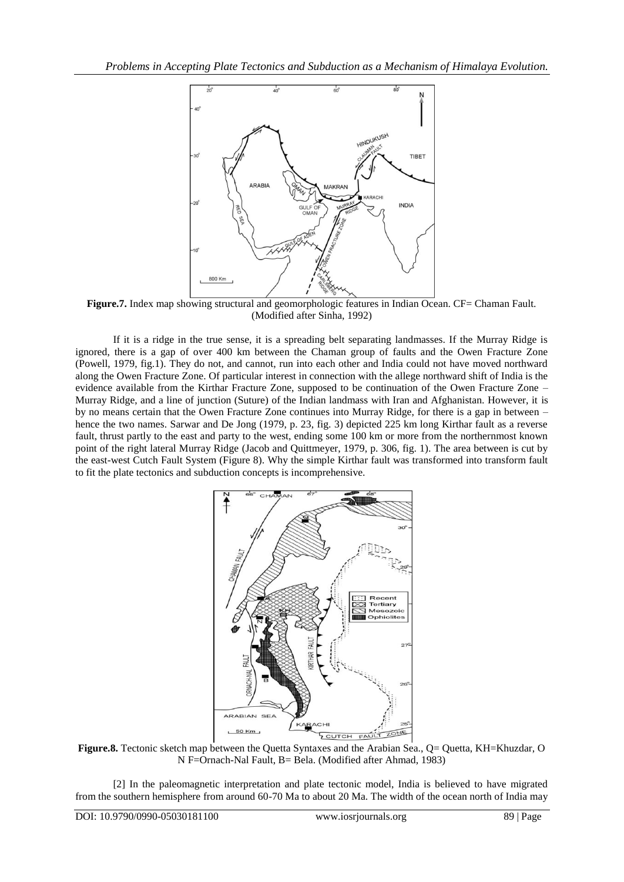**Figure.7.** Index map showing structural and geomorphologic features in Indian Ocean. CF= Chaman Fault. (Modified after Sinha, 1992)

If it is a ridge in the true sense, it is a spreading belt separating landmasses. If the Murray Ridge is ignored, there is a gap of over 400 km between the Chaman group of faults and the Owen Fracture Zone (Powell, 1979, fig.1). They do not, and cannot, run into each other and India could not have moved northward along the Owen Fracture Zone. Of particular interest in connection with the allege northward shift of India is the evidence available from the Kirthar Fracture Zone, supposed to be continuation of the Owen Fracture Zone – Murray Ridge, and a line of junction (Suture) of the Indian landmass with Iran and Afghanistan. However, it is by no means certain that the Owen Fracture Zone continues into Murray Ridge, for there is a gap in between – hence the two names. Sarwar and De Jong (1979, p. 23, fig. 3) depicted 225 km long Kirthar fault as a reverse fault, thrust partly to the east and party to the west, ending some 100 km or more from the northernmost known point of the right lateral Murray Ridge (Jacob and Quittmeyer, 1979, p. 306, fig. 1). The area between is cut by the east-west Cutch Fault System (Figure 8). Why the simple Kirthar fault was transformed into transform fault to fit the plate tectonics and subduction concepts is incomprehensive.

**Figure.8.** Tectonic sketch map between the Quetta Syntaxes and the Arabian Sea., Q= Quetta, KH=Khuzdar, O N F=Ornach-Nal Fault, B= Bela. (Modified after Ahmad, 1983)

[2] In the paleomagnetic interpretation and plate tectonic model, India is believed to have migrated from the southern hemisphere from around 60-70 Ma to about 20 Ma. The width of the ocean north of India may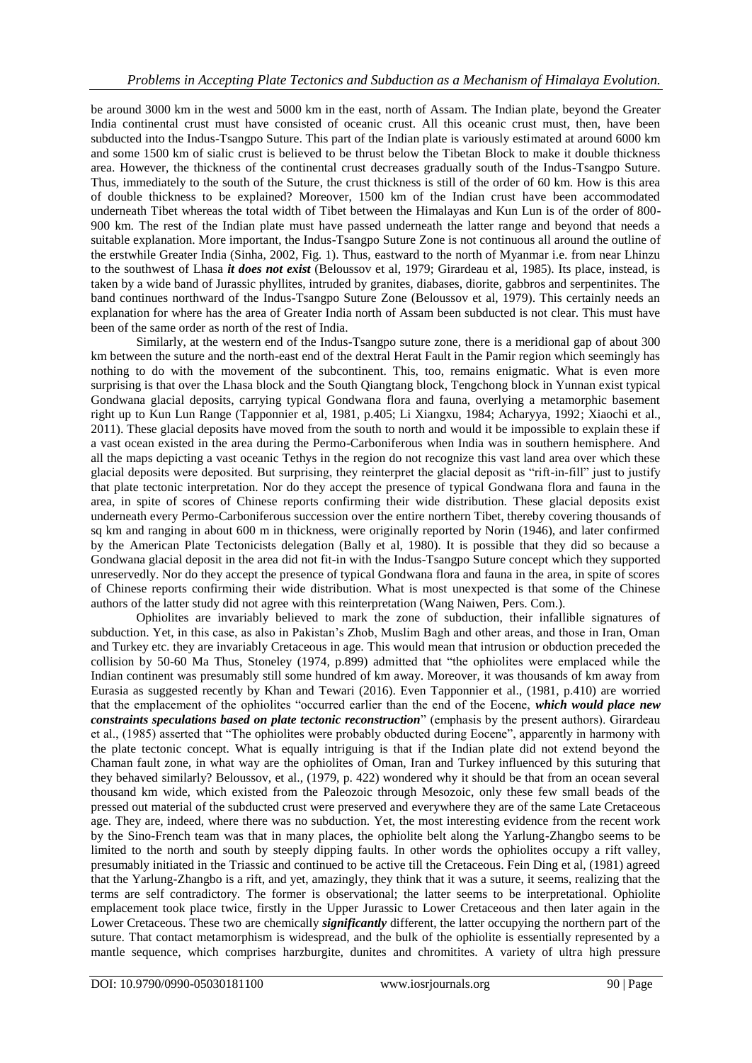be around 3000 km in the west and 5000 km in the east, north of Assam. The Indian plate, beyond the Greater India continental crust must have consisted of oceanic crust. All this oceanic crust must, then, have been subducted into the Indus-Tsangpo Suture. This part of the Indian plate is variously estimated at around 6000 km and some 1500 km of sialic crust is believed to be thrust below the Tibetan Block to make it double thickness area. However, the thickness of the continental crust decreases gradually south of the Indus-Tsangpo Suture. Thus, immediately to the south of the Suture, the crust thickness is still of the order of 60 km. How is this area of double thickness to be explained? Moreover, 1500 km of the Indian crust have been accommodated underneath Tibet whereas the total width of Tibet between the Himalayas and Kun Lun is of the order of 800-900 km. The rest of the Indian plate must have passed underneath the latter range and beyond that needs a suitable explanation. More important, the Indus-Tsangpo Suture Zone is not continuous all around the outline of the erstwhile Greater India (Sinha, 2002, Fig. 1). Thus, eastward to the north of Myanmar i.e. from near Lhinzu to the southwest of Lhasa ***it does not exist*** (Beloussov et al, 1979; Girardeau et al, 1985). Its place, instead, is taken by a wide band of Jurassic phyllites, intruded by granites, diabases, diorite, gabbros and serpentinites. The band continues northward of the Indus-Tsangpo Suture Zone (Beloussov et al, 1979). This certainly needs an explanation for where has the area of Greater India north of Assam been subducted is not clear. This must have been of the same order as north of the rest of India.

Similarly, at the western end of the Indus-Tsangpo suture zone, there is a meridional gap of about 300 km between the suture and the north-east end of the dextral Herat Fault in the Pamir region which seemingly has nothing to do with the movement of the subcontinent. This, too, remains enigmatic. What is even more surprising is that over the Lhasa block and the South Qiangtang block, Tengchong block in Yunnan exist typical Gondwana glacial deposits, carrying typical Gondwana flora and fauna, overlying a metamorphic basement right up to Kun Lun Range (Tapponnier et al, 1981, p.405; Li Xiangxu, 1984; Acharyya, 1992; Xiaochi et al., 2011). These glacial deposits have moved from the south to north and would it be impossible to explain these if a vast ocean existed in the area during the Permo-Carboniferous when India was in southern hemisphere. And all the maps depicting a vast oceanic Tethys in the region do not recognize this vast land area over which these glacial deposits were deposited. But surprising, they reinterpret the glacial deposit as "rift-in-fill" just to justify that plate tectonic interpretation. Nor do they accept the presence of typical Gondwana flora and fauna in the area, in spite of scores of Chinese reports confirming their wide distribution. These glacial deposits exist underneath every Permo-Carboniferous succession over the entire northern Tibet, thereby covering thousands of sq km and ranging in about 600 m in thickness, were originally reported by Norin (1946), and later confirmed by the American Plate Tectonicists delegation (Bally et al, 1980). It is possible that they did so because a Gondwana glacial deposit in the area did not fit-in with the Indus-Tsangpo Suture concept which they supported unreservedly. Nor do they accept the presence of typical Gondwana flora and fauna in the area, in spite of scores of Chinese reports confirming their wide distribution. What is most unexpected is that some of the Chinese authors of the latter study did not agree with this reinterpretation (Wang Naiwen, Pers. Com.).

Ophiolites are invariably believed to mark the zone of subduction, their infallible signatures of subduction. Yet, in this case, as also in Pakistan's Zhob, Muslim Bagh and other areas, and those in Iran, Oman and Turkey etc. they are invariably Cretaceous in age. This would mean that intrusion or obduction preceded the collision by 50-60 Ma Thus, Stoneley (1974, p.899) admitted that "the ophiolites were emplaced while the Indian continent was presumably still some hundred of km away. Moreover, it was thousands of km away from Eurasia as suggested recently by Khan and Tewari (2016). Even Tapponnier et al., (1981, p.410) are worried that the emplacement of the ophiolites "occurred earlier than the end of the Eocene, ***which would place new constraints speculations based on plate tectonic reconstruction***" (emphasis by the present authors). Girardeau et al., (1985) asserted that "The ophiolites were probably obducted during Eocene", apparently in harmony with the plate tectonic concept. What is equally intriguing is that if the Indian plate did not extend beyond the Chaman fault zone, in what way are the ophiolites of Oman, Iran and Turkey influenced by this suturing that they behaved similarly? Beloussov, et al., (1979, p. 422) wondered why it should be that from an ocean several thousand km wide, which existed from the Paleozoic through Mesozoic, only these few small beads of the pressed out material of the subducted crust were preserved and everywhere they are of the same Late Cretaceous age. They are, indeed, where there was no subduction. Yet, the most interesting evidence from the recent work by the Sino-French team was that in many places, the ophiolite belt along the Yarlung-Zhangbo seems to be limited to the north and south by steeply dipping faults. In other words the ophiolites occupy a rift valley, presumably initiated in the Triassic and continued to be active till the Cretaceous. Fein Ding et al, (1981) agreed that the Yarlung-Zhangbo is a rift, and yet, amazingly, they think that it was a suture, it seems, realizing that the terms are self contradictory. The former is observational; the latter seems to be interpretational. Ophiolite emplacement took place twice, firstly in the Upper Jurassic to Lower Cretaceous and then later again in the Lower Cretaceous. These two are chemically ***significantly*** different, the latter occupying the northern part of the suture. That contact metamorphism is widespread, and the bulk of the ophiolite is essentially represented by a mantle sequence, which comprises harzburgite, dunites and chromitites. A variety of ultra high pressure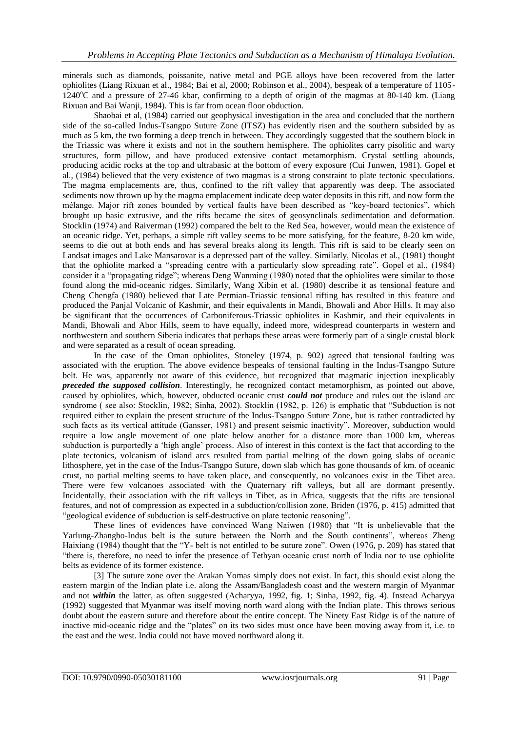minerals such as diamonds, poissanite, native metal and PGE alloys have been recovered from the latter ophiolites (Liang Rixuan et al., 1984; Bai et al, 2000; Robinson et al., 2004), bespeak of a temperature of 1105-1240°C and a pressure of 27-46 kbar, confirming to a depth of origin of the magmas at 80-140 km. (Liang Rixuan and Bai Wanji, 1984). This is far from ocean floor obduction.

Shaobai et al, (1984) carried out geophysical investigation in the area and concluded that the northern side of the so-called Indus-Tsangpo Suture Zone (ITSZ) has evidently risen and the southern subsided by as much as 5 km, the two forming a deep trench in between. They accordingly suggested that the southern block in the Triassic was where it exists and not in the southern hemisphere. The ophiolites carry pisolitic and warty structures, form pillow, and have produced extensive contact metamorphism. Crystal settling abounds, producing acidic rocks at the top and ultrabasic at the bottom of every exposure (Cui Junwen, 1981). Gopel et al., (1984) believed that the very existence of two magmas is a strong constraint to plate tectonic speculations. The magma emplacements are, thus, confined to the rift valley that apparently was deep. The associated sediments now thrown up by the magma emplacement indicate deep water deposits in this rift, and now form the mélange. Major rift zones bounded by vertical faults have been described as "key-board tectonics", which brought up basic extrusive, and the rifts became the sites of geosynclinals sedimentation and deformation. Stocklin (1974) and Raiverman (1992) compared the belt to the Red Sea, however, would mean the existence of an oceanic ridge. Yet, perhaps, a simple rift valley seems to be more satisfying, for the feature, 8-20 km wide, seems to die out at both ends and has several breaks along its length. This rift is said to be clearly seen on Landsat images and Lake Mansarovar is a depressed part of the valley. Similarly, Nicolas et al., (1981) thought that the ophiolite marked a "spreading centre with a particularly slow spreading rate". Gopel et al., (1984) consider it a "propagating ridge"; whereas Deng Wanming (1980) noted that the ophiolites were similar to those found along the mid-oceanic ridges. Similarly, Wang Xibin et al. (1980) describe it as tensional feature and Cheng Chengfa (1980) believed that Late Permian-Triassic tensional rifting has resulted in this feature and produced the Panjal Volcanic of Kashmir, and their equivalents in Mandi, Bhowali and Abor Hills. It may also be significant that the occurrences of Carboniferous-Triassic ophiolites in Kashmir, and their equivalents in Mandi, Bhowali and Abor Hills, seem to have equally, indeed more, widespread counterparts in western and northwestern and southern Siberia indicates that perhaps these areas were formerly part of a single crustal block and were separated as a result of ocean spreading.

In the case of the Oman ophiolites, Stoneley (1974, p. 902) agreed that tensional faulting was associated with the eruption. The above evidence bespeaks of tensional faulting in the Indus-Tsangpo Suture belt. He was, apparently not aware of this evidence, but recognized that magmatic injection inexplicably ***preceded the supposed collision***. Interestingly, he recognized contact metamorphism, as pointed out above, caused by ophiolites, which, however, obducted oceanic crust ***could not*** produce and rules out the island arc syndrome ( see also: Stocklin, 1982; Sinha, 2002). Stocklin (1982, p. 126) is emphatic that "Subduction is not required either to explain the present structure of the Indus-Tsangpo Suture Zone, but is rather contradicted by such facts as its vertical attitude (Gansser, 1981) and present seismic inactivity". Moreover, subduction would require a low angle movement of one plate below another for a distance more than 1000 km, whereas subduction is purportedly a 'high angle' process. Also of interest in this context is the fact that according to the plate tectonics, volcanism of island arcs resulted from partial melting of the down going slabs of oceanic lithosphere, yet in the case of the Indus-Tsangpo Suture, down slab which has gone thousands of km. of oceanic crust, no partial melting seems to have taken place, and consequently, no volcanoes exist in the Tibet area. There were few volcanoes associated with the Quaternary rift valleys, but all are dormant presently. Incidentally, their association with the rift valleys in Tibet, as in Africa, suggests that the rifts are tensional features, and not of compression as expected in a subduction/collision zone. Briden (1976, p. 415) admitted that "geological evidence of subduction is self-destructive on plate tectonic reasoning".

These lines of evidences have convinced Wang Naiwen (1980) that "It is unbelievable that the Yarlung-Zhangbo-Indus belt is the suture between the North and the South continents", whereas Zheng Haixiang (1984) thought that the "Y- belt is not entitled to be suture zone". Owen (1976, p. 209) has stated that "there is, therefore, no need to infer the presence of Tethyan oceanic crust north of India nor to use ophiolite belts as evidence of its former existence.

[3] The suture zone over the Arakan Yomas simply does not exist. In fact, this should exist along the eastern margin of the Indian plate i.e. along the Assam/Bangladesh coast and the western margin of Myanmar and not ***within*** the latter, as often suggested (Acharyya, 1992, fig. 1; Sinha, 1992, fig. 4). Instead Acharyya (1992) suggested that Myanmar was itself moving north ward along with the Indian plate. This throws serious doubt about the eastern suture and therefore about the entire concept. The Ninety East Ridge is of the nature of inactive mid-oceanic ridge and the "plates" on its two sides must once have been moving away from it, i.e. to the east and the west. India could not have moved northward along it.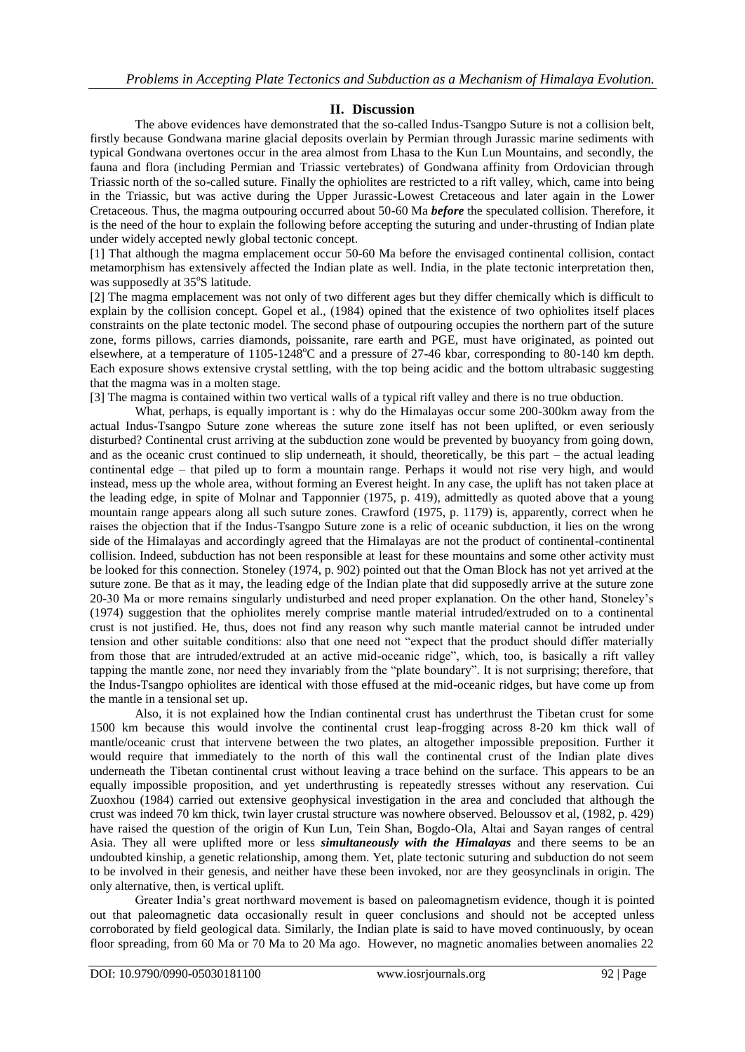## II. Discussion

The above evidences have demonstrated that the so-called Indus-Tsangpo Suture is not a collision belt, firstly because Gondwana marine glacial deposits overlain by Permian through Jurassic marine sediments with typical Gondwana overtones occur in the area almost from Lhasa to the Kun Lun Mountains, and secondly, the fauna and flora (including Permian and Triassic vertebrates) of Gondwana affinity from Ordovician through Triassic north of the so-called suture. Finally the ophiolites are restricted to a rift valley, which, came into being in the Triassic, but was active during the Upper Jurassic-Lowest Cretaceous and later again in the Lower Cretaceous. Thus, the magma outpouring occurred about 50-60 Ma ***before*** the speculated collision. Therefore, it is the need of the hour to explain the following before accepting the suturing and under-thrusting of Indian plate under widely accepted newly global tectonic concept.

[1] That although the magma emplacement occur 50-60 Ma before the envisaged continental collision, contact metamorphism has extensively affected the Indian plate as well. India, in the plate tectonic interpretation then, was supposedly at 35°S latitude.

[2] The magma emplacement was not only of two different ages but they differ chemically which is difficult to explain by the collision concept. Gopel et al., (1984) opined that the existence of two ophiolites itself places constraints on the plate tectonic model. The second phase of outpouring occupies the northern part of the suture zone, forms pillows, carries diamonds, poissanite, rare earth and PGE, must have originated, as pointed out elsewhere, at a temperature of 1105-1248°C and a pressure of 27-46 kbar, corresponding to 80-140 km depth. Each exposure shows extensive crystal settling, with the top being acidic and the bottom ultrabasic suggesting that the magma was in a molten stage.

[3] The magma is contained within two vertical walls of a typical rift valley and there is no true obduction.

What, perhaps, is equally important is : why do the Himalayas occur some 200-300km away from the actual Indus-Tsangpo Suture zone whereas the suture zone itself has not been uplifted, or even seriously disturbed? Continental crust arriving at the subduction zone would be prevented by buoyancy from going down, and as the oceanic crust continued to slip underneath, it should, theoretically, be this part – the actual leading continental edge – that piled up to form a mountain range. Perhaps it would not rise very high, and would instead, mess up the whole area, without forming an Everest height. In any case, the uplift has not taken place at the leading edge, in spite of Molnar and Tapponnier (1975, p. 419), admittedly as quoted above that a young mountain range appears along all such suture zones. Crawford (1975, p. 1179) is, apparently, correct when he raises the objection that if the Indus-Tsangpo Suture zone is a relic of oceanic subduction, it lies on the wrong side of the Himalayas and accordingly agreed that the Himalayas are not the product of continental-continental collision. Indeed, subduction has not been responsible at least for these mountains and some other activity must be looked for this connection. Stoneley (1974, p. 902) pointed out that the Oman Block has not yet arrived at the suture zone. Be that as it may, the leading edge of the Indian plate that did supposedly arrive at the suture zone 20-30 Ma or more remains singularly undisturbed and need proper explanation. On the other hand, Stoneley's (1974) suggestion that the ophiolites merely comprise mantle material intruded/extruded on to a continental crust is not justified. He, thus, does not find any reason why such mantle material cannot be intruded under tension and other suitable conditions: also that one need not "expect that the product should differ materially from those that are intruded/extruded at an active mid-oceanic ridge", which, too, is basically a rift valley tapping the mantle zone, nor need they invariably from the "plate boundary". It is not surprising; therefore, that the Indus-Tsangpo ophiolites are identical with those effused at the mid-oceanic ridges, but have come up from the mantle in a tensional set up.

Also, it is not explained how the Indian continental crust has underthrust the Tibetan crust for some 1500 km because this would involve the continental crust leap-frogging across 8-20 km thick wall of mantle/oceanic crust that intervene between the two plates, an altogether impossible preposition. Further it would require that immediately to the north of this wall the continental crust of the Indian plate dives underneath the Tibetan continental crust without leaving a trace behind on the surface. This appears to be an equally impossible proposition, and yet underthrusting is repeatedly stresses without any reservation. Cui Zuoxhou (1984) carried out extensive geophysical investigation in the area and concluded that although the crust was indeed 70 km thick, twin layer crustal structure was nowhere observed. Beloussov et al, (1982, p. 429) have raised the question of the origin of Kun Lun, Tein Shan, Bogdo-Ola, Altai and Sayan ranges of central Asia. They all were uplifted more or less ***simultaneously with the Himalayas*** and there seems to be an undoubted kinship, a genetic relationship, among them. Yet, plate tectonic suturing and subduction do not seem to be involved in their genesis, and neither have these been invoked, nor are they geosynclinals in origin. The only alternative, then, is vertical uplift.

Greater India's great northward movement is based on paleomagnetism evidence, though it is pointed out that paleomagnetic data occasionally result in queer conclusions and should not be accepted unless corroborated by field geological data. Similarly, the Indian plate is said to have moved continuously, by ocean floor spreading, from 60 Ma or 70 Ma to 20 Ma ago. However, no magnetic anomalies between anomalies 22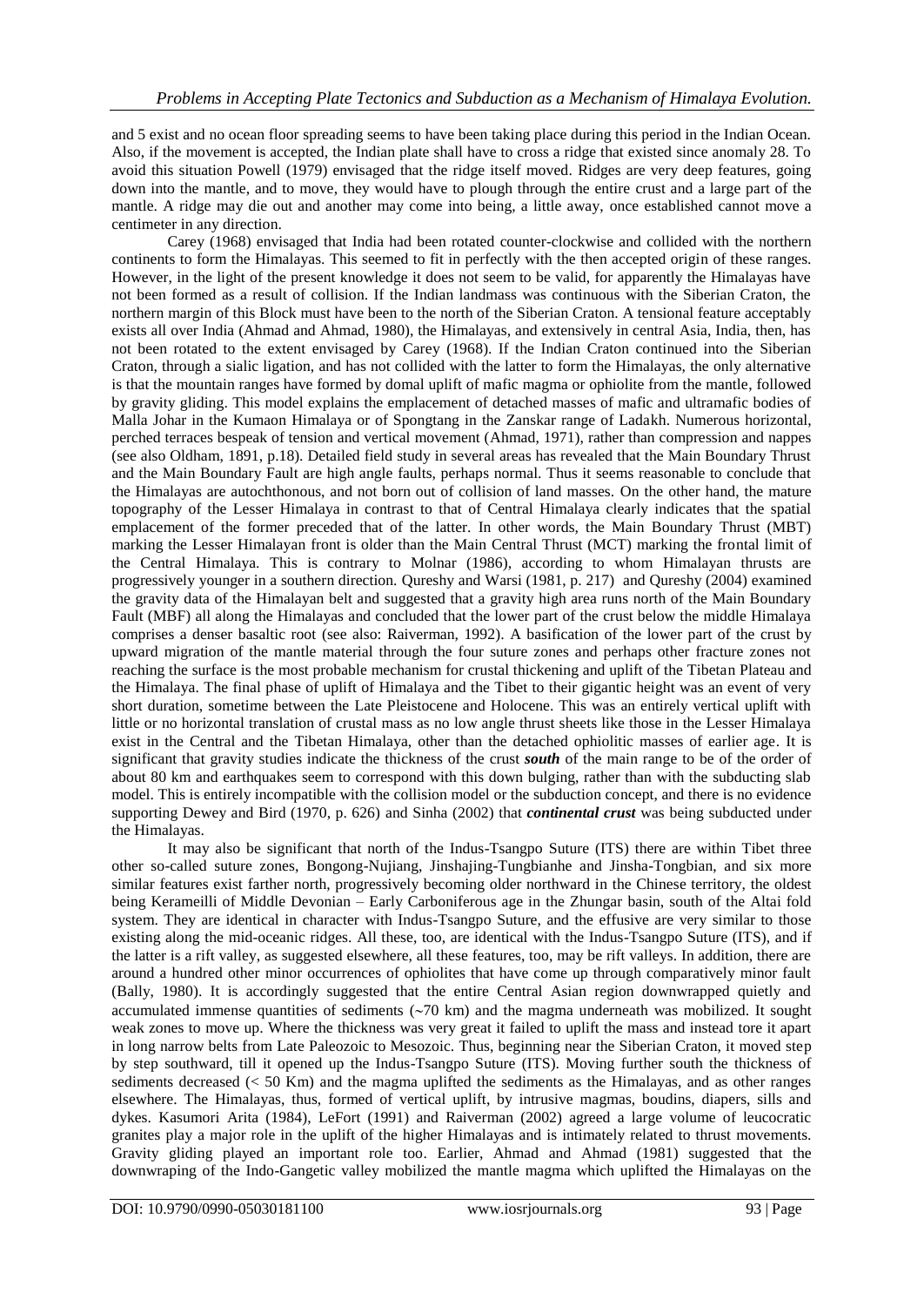and 5 exist and no ocean floor spreading seems to have been taking place during this period in the Indian Ocean. Also, if the movement is accepted, the Indian plate shall have to cross a ridge that existed since anomaly 28. To avoid this situation Powell (1979) envisaged that the ridge itself moved. Ridges are very deep features, going down into the mantle, and to move, they would have to plough through the entire crust and a large part of the mantle. A ridge may die out and another may come into being, a little away, once established cannot move a centimeter in any direction.

Carey (1968) envisaged that India had been rotated counter-clockwise and collided with the northern continents to form the Himalayas. This seemed to fit in perfectly with the then accepted origin of these ranges. However, in the light of the present knowledge it does not seem to be valid, for apparently the Himalayas have not been formed as a result of collision. If the Indian landmass was continuous with the Siberian Craton, the northern margin of this Block must have been to the north of the Siberian Craton. A tensional feature acceptably exists all over India (Ahmad and Ahmad, 1980), the Himalayas, and extensively in central Asia, India, then, has not been rotated to the extent envisaged by Carey (1968). If the Indian Craton continued into the Siberian Craton, through a sialic ligation, and has not collided with the latter to form the Himalayas, the only alternative is that the mountain ranges have formed by domal uplift of mafic magma or ophiolite from the mantle, followed by gravity gliding. This model explains the emplacement of detached masses of mafic and ultramafic bodies of Malla Johar in the Kumaon Himalaya or of Spongtang in the Zanskar range of Ladakh. Numerous horizontal, perched terraces bespeak of tension and vertical movement (Ahmad, 1971), rather than compression and nappes (see also Oldham, 1891, p.18). Detailed field study in several areas has revealed that the Main Boundary Thrust and the Main Boundary Fault are high angle faults, perhaps normal. Thus it seems reasonable to conclude that the Himalayas are autochthonous, and not born out of collision of land masses. On the other hand, the mature topography of the Lesser Himalaya in contrast to that of Central Himalaya clearly indicates that the spatial emplacement of the former preceded that of the latter. In other words, the Main Boundary Thrust (MBT) marking the Lesser Himalayan front is older than the Main Central Thrust (MCT) marking the frontal limit of the Central Himalaya. This is contrary to Molnar (1986), according to whom Himalayan thrusts are progressively younger in a southern direction. Qureshy and Warsi (1981, p. 217) and Qureshy (2004) examined the gravity data of the Himalayan belt and suggested that a gravity high area runs north of the Main Boundary Fault (MBF) all along the Himalayas and concluded that the lower part of the crust below the middle Himalaya comprises a denser basaltic root (see also: Raiverman, 1992). A basification of the lower part of the crust by upward migration of the mantle material through the four suture zones and perhaps other fracture zones not reaching the surface is the most probable mechanism for crustal thickening and uplift of the Tibetan Plateau and the Himalaya. The final phase of uplift of Himalaya and the Tibet to their gigantic height was an event of very short duration, sometime between the Late Pleistocene and Holocene. This was an entirely vertical uplift with little or no horizontal translation of crustal mass as no low angle thrust sheets like those in the Lesser Himalaya exist in the Central and the Tibetan Himalaya, other than the detached ophiolitic masses of earlier age. It is significant that gravity studies indicate the thickness of the crust ***south*** of the main range to be of the order of about 80 km and earthquakes seem to correspond with this down bulging, rather than with the subducting slab model. This is entirely incompatible with the collision model or the subduction concept, and there is no evidence supporting Dewey and Bird (1970, p. 626) and Sinha (2002) that ***continental crust*** was being subducted under the Himalayas.

It may also be significant that north of the Indus-Tsangpo Suture (ITS) there are within Tibet three other so-called suture zones, Bongong-Nujiang, Jinshajing-Tungbianhe and Jinsha-Tongbian, and six more similar features exist farther north, progressively becoming older northward in the Chinese territory, the oldest being Kerameilli of Middle Devonian – Early Carboniferous age in the Zhungar basin, south of the Altai fold system. They are identical in character with Indus-Tsangpo Suture, and the effusive are very similar to those existing along the mid-oceanic ridges. All these, too, are identical with the Indus-Tsangpo Suture (ITS), and if the latter is a rift valley, as suggested elsewhere, all these features, too, may be rift valleys. In addition, there are around a hundred other minor occurrences of ophiolites that have come up through comparatively minor fault (Bally, 1980). It is accordingly suggested that the entire Central Asian region downwrapped quietly and accumulated immense quantities of sediments (~70 km) and the magma underneath was mobilized. It sought weak zones to move up. Where the thickness was very great it failed to uplift the mass and instead tore it apart in long narrow belts from Late Paleozoic to Mesozoic. Thus, beginning near the Siberian Craton, it moved step by step southward, till it opened up the Indus-Tsangpo Suture (ITS). Moving further south the thickness of sediments decreased (< 50 Km) and the magma uplifted the sediments as the Himalayas, and as other ranges elsewhere. The Himalayas, thus, formed of vertical uplift, by intrusive magmas, boudins, diapers, sills and dykes. Kasumori Arita (1984), LeFort (1991) and Raiverman (2002) agreed a large volume of leucocratic granites play a major role in the uplift of the higher Himalayas and is intimately related to thrust movements. Gravity gliding played an important role too. Earlier, Ahmad and Ahmad (1981) suggested that the downwraping of the Indo-Gangetic valley mobilized the mantle magma which uplifted the Himalayas on the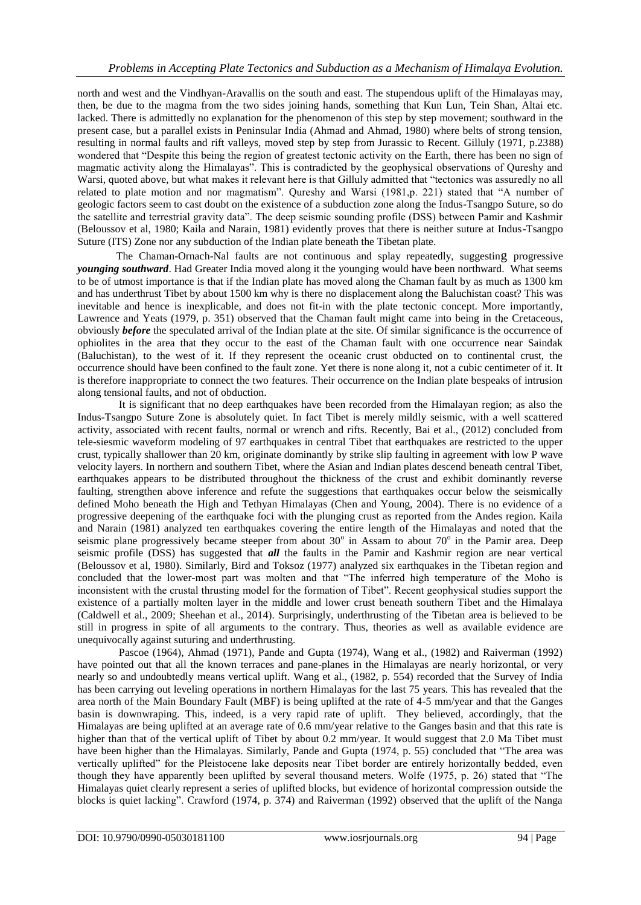north and west and the Vindhyan-Aravallis on the south and east. The stupendous uplift of the Himalayas may, then, be due to the magma from the two sides joining hands, something that Kun Lun, Tein Shan, Altai etc. lacked. There is admittedly no explanation for the phenomenon of this step by step movement; southward in the present case, but a parallel exists in Peninsular India (Ahmad and Ahmad, 1980) where belts of strong tension, resulting in normal faults and rift valleys, moved step by step from Jurassic to Recent. Gilluly (1971, p.2388) wondered that "Despite this being the region of greatest tectonic activity on the Earth, there has been no sign of magmatic activity along the Himalayas". This is contradicted by the geophysical observations of Qureshy and Warsi, quoted above, but what makes it relevant here is that Gilluly admitted that "tectonics was assuredly no all related to plate motion and nor magmatism". Qureshy and Warsi (1981,p. 221) stated that "A number of geologic factors seem to cast doubt on the existence of a subduction zone along the Indus-Tsangpo Suture, so do the satellite and terrestrial gravity data". The deep seismic sounding profile (DSS) between Pamir and Kashmir (Beloussov et al, 1980; Kaila and Narain, 1981) evidently proves that there is neither suture at Indus-Tsangpo Suture (ITS) Zone nor any subduction of the Indian plate beneath the Tibetan plate.

The Chaman-Ornach-Nal faults are not continuous and splay repeatedly, suggesting progressive ***younging southward***. Had Greater India moved along it the younging would have been northward. What seems to be of utmost importance is that if the Indian plate has moved along the Chaman fault by as much as 1300 km and has underthrust Tibet by about 1500 km why is there no displacement along the Baluchistan coast? This was inevitable and hence is inexplicable, and does not fit-in with the plate tectonic concept. More importantly, Lawrence and Yeats (1979, p. 351) observed that the Chaman fault might came into being in the Cretaceous, obviously ***before*** the speculated arrival of the Indian plate at the site. Of similar significance is the occurrence of ophiolites in the area that they occur to the east of the Chaman fault with one occurrence near Saindak (Baluchistan), to the west of it. If they represent the oceanic crust obducted on to continental crust, the occurrence should have been confined to the fault zone. Yet there is none along it, not a cubic centimeter of it. It is therefore inappropriate to connect the two features. Their occurrence on the Indian plate bespeaks of intrusion along tensional faults, and not of obduction.

It is significant that no deep earthquakes have been recorded from the Himalayan region; as also the Indus-Tsangpo Suture Zone is absolutely quiet. In fact Tibet is merely mildly seismic, with a well scattered activity, associated with recent faults, normal or wrench and rifts. Recently, Bai et al., (2012) concluded from tele-siesmic waveform modeling of 97 earthquakes in central Tibet that earthquakes are restricted to the upper crust, typically shallower than 20 km, originate dominantly by strike slip faulting in agreement with low P wave velocity layers. In northern and southern Tibet, where the Asian and Indian plates descend beneath central Tibet, earthquakes appears to be distributed throughout the thickness of the crust and exhibit dominantly reverse faulting, strengthen above inference and refute the suggestions that earthquakes occur below the seismically defined Moho beneath the High and Tethyan Himalayas (Chen and Young, 2004). There is no evidence of a progressive deepening of the earthquake foci with the plunging crust as reported from the Andes region. Kaila and Narain (1981) analyzed ten earthquakes covering the entire length of the Himalayas and noted that the seismic plane progressively became steeper from about 30$^{o}$ in Assam to about 70$^{o}$ in the Pamir area. Deep seismic profile (DSS) has suggested that ***all*** the faults in the Pamir and Kashmir region are near vertical (Beloussov et al, 1980). Similarly, Bird and Toksoz (1977) analyzed six earthquakes in the Tibetan region and concluded that the lower-most part was molten and that "The inferred high temperature of the Moho is inconsistent with the crustal thrusting model for the formation of Tibet". Recent geophysical studies support the existence of a partially molten layer in the middle and lower crust beneath southern Tibet and the Himalaya (Caldwell et al., 2009; Sheehan et al., 2014). Surprisingly, underthrusting of the Tibetan area is believed to be still in progress in spite of all arguments to the contrary. Thus, theories as well as available evidence are unequivocally against suturing and underthrusting.

Pascoe (1964), Ahmad (1971), Pande and Gupta (1974), Wang et al., (1982) and Raiverman (1992) have pointed out that all the known terraces and pane-planes in the Himalayas are nearly horizontal, or very nearly so and undoubtedly means vertical uplift. Wang et al., (1982, p. 554) recorded that the Survey of India has been carrying out leveling operations in northern Himalayas for the last 75 years. This has revealed that the area north of the Main Boundary Fault (MBF) is being uplifted at the rate of 4-5 mm/year and that the Ganges basin is downwraping. This, indeed, is a very rapid rate of uplift. They believed, accordingly, that the Himalayas are being uplifted at an average rate of 0.6 mm/year relative to the Ganges basin and that this rate is higher than that of the vertical uplift of Tibet by about 0.2 mm/year. It would suggest that 2.0 Ma Tibet must have been higher than the Himalayas. Similarly, Pande and Gupta (1974, p. 55) concluded that "The area was vertically uplifted" for the Pleistocene lake deposits near Tibet border are entirely horizontally bedded, even though they have apparently been uplifted by several thousand meters. Wolfe (1975, p. 26) stated that "The Himalayas quiet clearly represent a series of uplifted blocks, but evidence of horizontal compression outside the blocks is quiet lacking". Crawford (1974, p. 374) and Raiverman (1992) observed that the uplift of the Nanga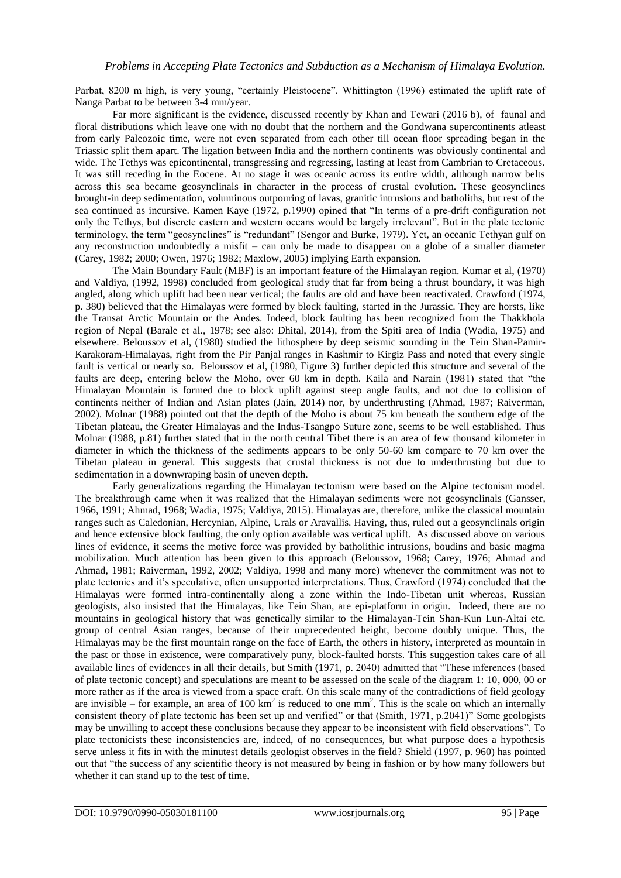Parbat, 8200 m high, is very young, "certainly Pleistocene". Whittington (1996) estimated the uplift rate of Nanga Parbat to be between 3-4 mm/year.

Far more significant is the evidence, discussed recently by Khan and Tewari (2016 b), of faunal and floral distributions which leave one with no doubt that the northern and the Gondwana supercontinents atleast from early Paleozoic time, were not even separated from each other till ocean floor spreading began in the Triassic split them apart. The ligation between India and the northern continents was obviously continental and wide. The Tethys was epicontinental, transgressing and regressing, lasting at least from Cambrian to Cretaceous. It was still receding in the Eocene. At no stage it was oceanic across its entire width, although narrow belts across this sea became geosynclinals in character in the process of crustal evolution. These geosynclines brought-in deep sedimentation, voluminous outpouring of lavas, granitic intrusions and batholiths, but rest of the sea continued as incursive. Kamen Kaye (1972, p.1990) opined that "In terms of a pre-drift configuration not only the Tethys, but discrete eastern and western oceans would be largely irrelevant". But in the plate tectonic terminology, the term "geosynclines" is "redundant" (Sengor and Burke, 1979). Yet, an oceanic Tethyan gulf on any reconstruction undoubtedly a misfit – can only be made to disappear on a globe of a smaller diameter (Carey, 1982; 2000; Owen, 1976; 1982; Maxlow, 2005) implying Earth expansion.

The Main Boundary Fault (MBF) is an important feature of the Himalayan region. Kumar et al, (1970) and Valdiya, (1992, 1998) concluded from geological study that far from being a thrust boundary, it was high angled, along which uplift had been near vertical; the faults are old and have been reactivated. Crawford (1974, p. 380) believed that the Himalayas were formed by block faulting, started in the Jurassic. They are horsts, like the Transat Arctic Mountain or the Andes. Indeed, block faulting has been recognized from the Thakkhola region of Nepal (Barale et al., 1978; see also: Dhital, 2014), from the Spiti area of India (Wadia, 1975) and elsewhere. Beloussov et al, (1980) studied the lithosphere by deep seismic sounding in the Tein Shan-Pamir-Karakoram-Himalayas, right from the Pir Panjal ranges in Kashmir to Kirgiz Pass and noted that every single fault is vertical or nearly so. Beloussov et al, (1980, Figure 3) further depicted this structure and several of the faults are deep, entering below the Moho, over 60 km in depth. Kaila and Narain (1981) stated that "the Himalayan Mountain is formed due to block uplift against steep angle faults, and not due to collision of continents neither of Indian and Asian plates (Jain, 2014) nor, by underthrusting (Ahmad, 1987; Raiverman, 2002). Molnar (1988) pointed out that the depth of the Moho is about 75 km beneath the southern edge of the Tibetan plateau, the Greater Himalayas and the Indus-Tsangpo Suture zone, seems to be well established. Thus Molnar (1988, p.81) further stated that in the north central Tibet there is an area of few thousand kilometer in diameter in which the thickness of the sediments appears to be only 50-60 km compare to 70 km over the Tibetan plateau in general. This suggests that crustal thickness is not due to underthrusting but due to sedimentation in a downwraping basin of uneven depth.

Early generalizations regarding the Himalayan tectonism were based on the Alpine tectonism model. The breakthrough came when it was realized that the Himalayan sediments were not geosynclinals (Gansser, 1966, 1991; Ahmad, 1968; Wadia, 1975; Valdiya, 2015). Himalayas are, therefore, unlike the classical mountain ranges such as Caledonian, Hercynian, Alpine, Urals or Aravallis. Having, thus, ruled out a geosynclinals origin and hence extensive block faulting, the only option available was vertical uplift. As discussed above on various lines of evidence, it seems the motive force was provided by batholithic intrusions, boudins and basic magma mobilization. Much attention has been given to this approach (Beloussov, 1968; Carey, 1976; Ahmad and Ahmad, 1981; Raiverman, 1992, 2002; Valdiya, 1998 and many more) whenever the commitment was not to plate tectonics and it's speculative, often unsupported interpretations. Thus, Crawford (1974) concluded that the Himalayas were formed intra-continentally along a zone within the Indo-Tibetan unit whereas, Russian geologists, also insisted that the Himalayas, like Tein Shan, are epi-platform in origin. Indeed, there are no mountains in geological history that was genetically similar to the Himalayan-Tein Shan-Kun Lun-Altai etc. group of central Asian ranges, because of their unprecedented height, become doubly unique. Thus, the Himalayas may be the first mountain range on the face of Earth, the others in history, interpreted as mountain in the past or those in existence, were comparatively puny, block-faulted horsts. This suggestion takes care of all available lines of evidences in all their details, but Smith (1971, p. 2040) admitted that "These inferences (based of plate tectonic concept) and speculations are meant to be assessed on the scale of the diagram 1: 10, 000, 00 or more rather as if the area is viewed from a space craft. On this scale many of the contradictions of field geology are invisible – for example, an area of 100 km$^2$ is reduced to one mm$^2$. This is the scale on which an internally consistent theory of plate tectonic has been set up and verified" or that (Smith, 1971, p.2041)" Some geologists may be unwilling to accept these conclusions because they appear to be inconsistent with field observations". To plate tectonicists these inconsistencies are, indeed, of no consequences, but what purpose does a hypothesis serve unless it fits in with the minutest details geologist observes in the field? Shield (1997, p. 960) has pointed out that "the success of any scientific theory is not measured by being in fashion or by how many followers but whether it can stand up to the test of time.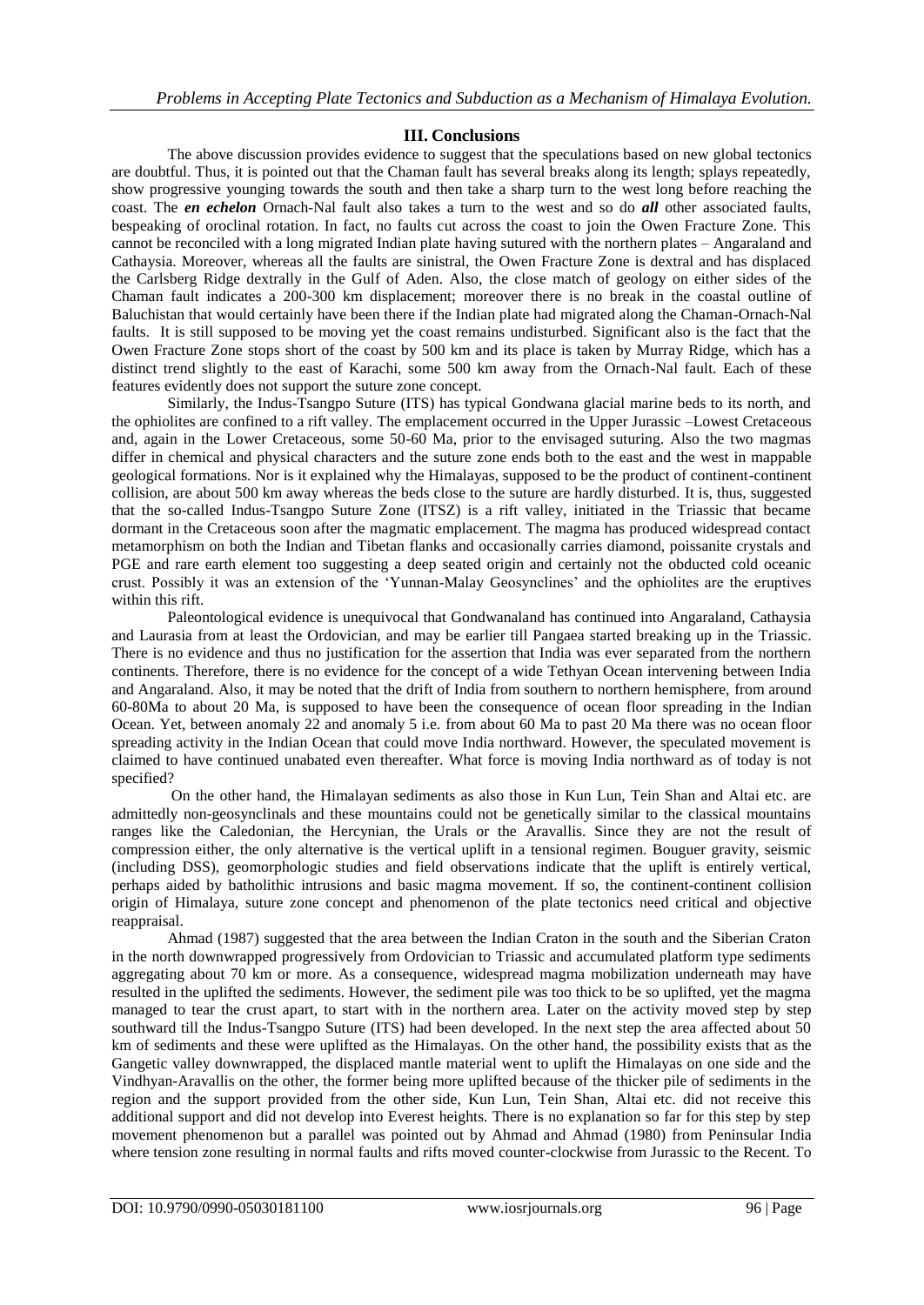## III. Conclusions

The above discussion provides evidence to suggest that the speculations based on new global tectonics are doubtful. Thus, it is pointed out that the Chaman fault has several breaks along its length; splays repeatedly, show progressive younging towards the south and then take a sharp turn to the west long before reaching the coast. The ***en echelon*** Ornach-Nal fault also takes a turn to the west and so do ***all*** other associated faults, bespeaking of oroclinal rotation. In fact, no faults cut across the coast to join the Owen Fracture Zone. This cannot be reconciled with a long migrated Indian plate having sutured with the northern plates – Angaraland and Cathaysia. Moreover, whereas all the faults are sinistral, the Owen Fracture Zone is dextral and has displaced the Carlsberg Ridge dextrally in the Gulf of Aden. Also, the close match of geology on either sides of the Chaman fault indicates a 200-300 km displacement; moreover there is no break in the coastal outline of Baluchistan that would certainly have been there if the Indian plate had migrated along the Chaman-Ornach-Nal faults. It is still supposed to be moving yet the coast remains undisturbed. Significant also is the fact that the Owen Fracture Zone stops short of the coast by 500 km and its place is taken by Murray Ridge, which has a distinct trend slightly to the east of Karachi, some 500 km away from the Ornach-Nal fault. Each of these features evidently does not support the suture zone concept.

Similarly, the Indus-Tsangpo Suture (ITS) has typical Gondwana glacial marine beds to its north, and the ophiolites are confined to a rift valley. The emplacement occurred in the Upper Jurassic –Lowest Cretaceous and, again in the Lower Cretaceous, some 50-60 Ma, prior to the envisaged suturing. Also the two magmas differ in chemical and physical characters and the suture zone ends both to the east and the west in mappable geological formations. Nor is it explained why the Himalayas, supposed to be the product of continent-continent collision, are about 500 km away whereas the beds close to the suture are hardly disturbed. It is, thus, suggested that the so-called Indus-Tsangpo Suture Zone (ITSZ) is a rift valley, initiated in the Triassic that became dormant in the Cretaceous soon after the magmatic emplacement. The magma has produced widespread contact metamorphism on both the Indian and Tibetan flanks and occasionally carries diamond, poissanite crystals and PGE and rare earth element too suggesting a deep seated origin and certainly not the obducted cold oceanic crust. Possibly it was an extension of the 'Yunnan-Malay Geosynclines' and the ophiolites are the eruptives within this rift.

Paleontological evidence is unequivocal that Gondwanaland has continued into Angaraland, Cathaysia and Laurasia from at least the Ordovician, and may be earlier till Pangaea started breaking up in the Triassic. There is no evidence and thus no justification for the assertion that India was ever separated from the northern continents. Therefore, there is no evidence for the concept of a wide Tethyan Ocean intervening between India and Angaraland. Also, it may be noted that the drift of India from southern to northern hemisphere, from around 60-80Ma to about 20 Ma, is supposed to have been the consequence of ocean floor spreading in the Indian Ocean. Yet, between anomaly 22 and anomaly 5 i.e. from about 60 Ma to past 20 Ma there was no ocean floor spreading activity in the Indian Ocean that could move India northward. However, the speculated movement is claimed to have continued unabated even thereafter. What force is moving India northward as of today is not specified?

On the other hand, the Himalayan sediments as also those in Kun Lun, Tein Shan and Altai etc. are admittedly non-geosynclinals and these mountains could not be genetically similar to the classical mountains ranges like the Caledonian, the Hercynian, the Urals or the Aravallis. Since they are not the result of compression either, the only alternative is the vertical uplift in a tensional regimen. Bouguer gravity, seismic (including DSS), geomorphologic studies and field observations indicate that the uplift is entirely vertical, perhaps aided by batholithic intrusions and basic magma movement. If so, the continent-continent collision origin of Himalaya, suture zone concept and phenomenon of the plate tectonics need critical and objective reappraisal.

Ahmad (1987) suggested that the area between the Indian Craton in the south and the Siberian Craton in the north downwrapped progressively from Ordovician to Triassic and accumulated platform type sediments aggregating about 70 km or more. As a consequence, widespread magma mobilization underneath may have resulted in the uplifted the sediments. However, the sediment pile was too thick to be so uplifted, yet the magma managed to tear the crust apart, to start with in the northern area. Later on the activity moved step by step southward till the Indus-Tsangpo Suture (ITS) had been developed. In the next step the area affected about 50 km of sediments and these were uplifted as the Himalayas. On the other hand, the possibility exists that as the Gangetic valley downwrapped, the displaced mantle material went to uplift the Himalayas on one side and the Vindhyan-Aravallis on the other, the former being more uplifted because of the thicker pile of sediments in the region and the support provided from the other side, Kun Lun, Tein Shan, Altai etc. did not receive this additional support and did not develop into Everest heights. There is no explanation so far for this step by step movement phenomenon but a parallel was pointed out by Ahmad and Ahmad (1980) from Peninsular India where tension zone resulting in normal faults and rifts moved counter-clockwise from Jurassic to the Recent. To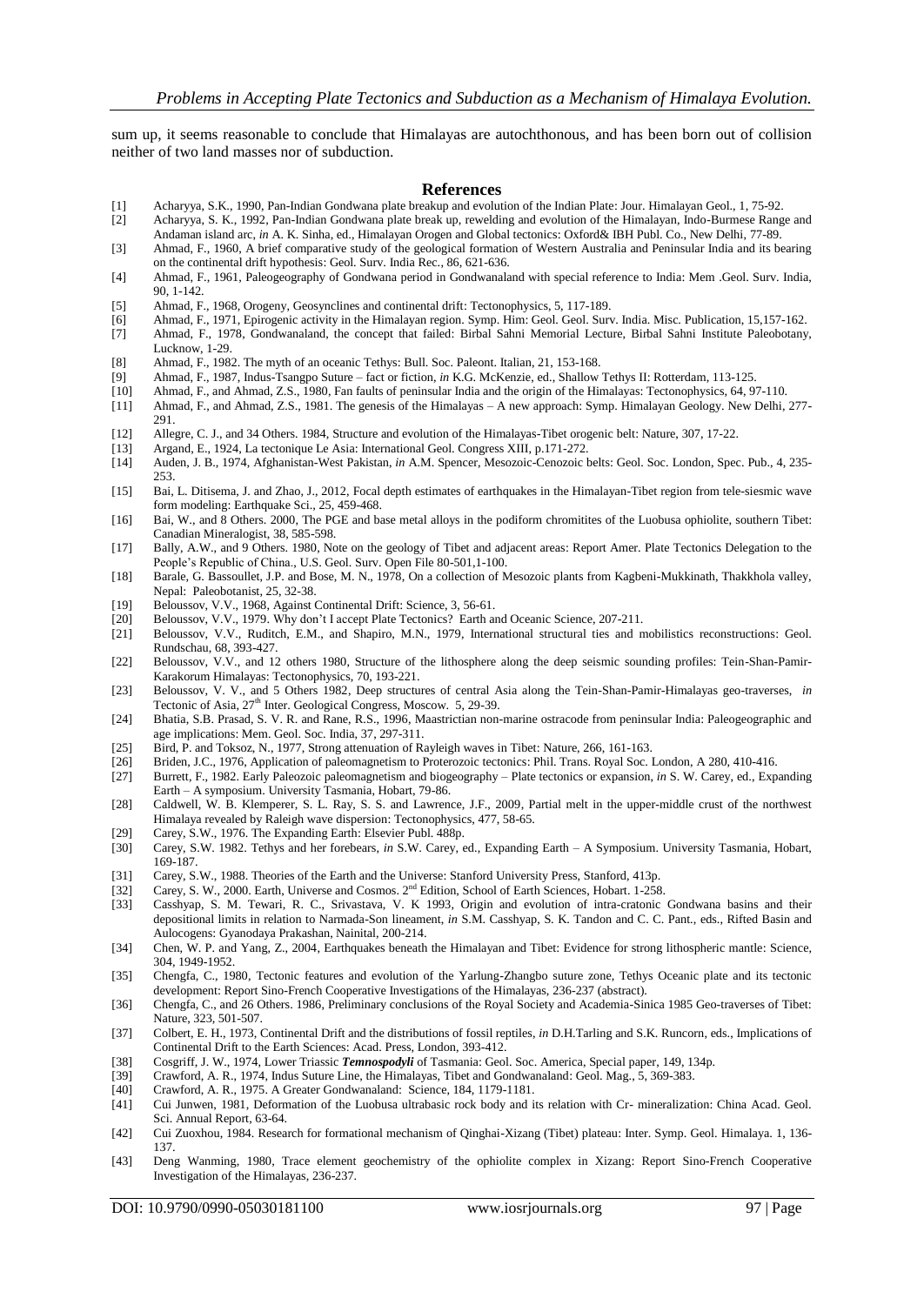sum up, it seems reasonable to conclude that Himalayas are autochthonous, and has been born out of collision neither of two land masses nor of subduction.

## References

[1] Acharyya, S.K., 1990, Pan-Indian Gondwana plate breakup and evolution of the Indian Plate: Jour. Himalayan Geol., 1, 75-92.

[2] Acharyya, S. K., 1992, Pan-Indian Gondwana plate break up, rewelding and evolution of the Himalayan, Indo-Burmese Range and Andaman island arc, *in* A. K. Sinha, ed., Himalayan Orogen and Global tectonics: Oxford& IBH Publ. Co., New Delhi, 77-89.

[3] Ahmad, F., 1960, A brief comparative study of the geological formation of Western Australia and Peninsular India and its bearing on the continental drift hypothesis: Geol. Surv. India Rec., 86, 621-636.

[4] Ahmad, F., 1961, Paleogeography of Gondwana period in Gondwanaland with special reference to India: Mem .Geol. Surv. India, 90, 1-142.

[5] Ahmad, F., 1968, Orogeny, Geosynclines and continental drift: Tectonophysics, 5, 117-189.

[6] Ahmad, F., 1971, Epirogenic activity in the Himalayan region. Symp. Him: Geol. Geol. Surv. India. Misc. Publication, 15,157-162.

[7] Ahmad, F., 1978, Gondwanaland, the concept that failed: Birbal Sahni Memorial Lecture, Birbal Sahni Institute Paleobotany, Lucknow, 1-29.

[8] Ahmad, F., 1982. The myth of an oceanic Tethys: Bull. Soc. Paleont. Italian, 21, 153-168.

[9] Ahmad, F., 1987, Indus-Tsangpo Suture – fact or fiction, *in* K.G. McKenzie, ed., Shallow Tethys II: Rotterdam, 113-125.

[10] Ahmad, F., and Ahmad, Z.S., 1980, Fan faults of peninsular India and the origin of the Himalayas: Tectonophysics, 64, 97-110.

[11] Ahmad, F., and Ahmad, Z.S., 1981. The genesis of the Himalayas – A new approach: Symp. Himalayan Geology. New Delhi, 277-291.

[12] Allegre, C. J., and 34 Others. 1984, Structure and evolution of the Himalayas-Tibet orogenic belt: Nature, 307, 17-22.

[13] Argand, E., 1924, La tectonique Le Asia: International Geol. Congress XIII, p.171-272.

[14] Auden, J. B., 1974, Afghanistan-West Pakistan, *in* A.M. Spencer, Mesozoic-Cenozoic belts: Geol. Soc. London, Spec. Pub., 4, 235-253.

[15] Bai, L. Ditisema, J. and Zhao, J., 2012, Focal depth estimates of earthquakes in the Himalayan-Tibet region from tele-siesmic wave form modeling: Earthquake Sci., 25, 459-468.

[16] Bai, W., and 8 Others. 2000, The PGE and base metal alloys in the podiform chromitites of the Luobusa ophiolite, southern Tibet: Canadian Mineralogist, 38, 585-598.

[17] Bally, A.W., and 9 Others. 1980, Note on the geology of Tibet and adjacent areas: Report Amer. Plate Tectonics Delegation to the People's Republic of China., U.S. Geol. Surv. Open File 80-501,1-100.

[18] Barale, G. Bassoullet, J.P. and Bose, M. N., 1978, On a collection of Mesozoic plants from Kagbeni-Mukkinath, Thakkhola valley, Nepal: Paleobotanist, 25, 32-38.

[19] Beloussov, V.V., 1968, Against Continental Drift: Science, 3, 56-61.

[20] Beloussov, V.V., 1979. Why don't I accept Plate Tectonics? Earth and Oceanic Science, 207-211.

[21] Beloussov, V.V., Ruditch, E.M., and Shapiro, M.N., 1979, International structural ties and mobilistics reconstructions: Geol. Rundschau, 68, 393-427.

[22] Beloussov, V.V., and 12 others 1980, Structure of the lithosphere along the deep seismic sounding profiles: Tein-Shan-Pamir-Karakorum Himalayas: Tectonophysics, 70, 193-221.

[23] Beloussov, V. V., and 5 Others 1982, Deep structures of central Asia along the Tein-Shan-Pamir-Himalayas geo-traverses, *in* Tectonic of Asia, 27th Inter. Geological Congress, Moscow. 5, 29-39.

[24] Bhatia, S.B. Prasad, S. V. R. and Rane, R.S., 1996, Maastrictian non-marine ostracode from peninsular India: Paleogeographic and age implications: Mem. Geol. Soc. India, 37, 297-311.

[25] Bird, P. and Toksoz, N., 1977, Strong attenuation of Rayleigh waves in Tibet: Nature, 266, 161-163.

[26] Briden, J.C., 1976, Application of paleomagnetism to Proterozoic tectonics: Phil. Trans. Royal Soc. London, A 280, 410-416.

[27] Burrett, F., 1982. Early Paleozoic paleomagnetism and biogeography – Plate tectonics or expansion, *in* S. W. Carey, ed., Expanding Earth – A symposium. University Tasmania, Hobart, 79-86.

[28] Caldwell, W. B. Klemperer, S. L. Ray, S. S. and Lawrence, J.F., 2009, Partial melt in the upper-middle crust of the northwest Himalaya revealed by Raleigh wave dispersion: Tectonophysics, 477, 58-65.

[29] Carey, S.W., 1976. The Expanding Earth: Elsevier Publ. 488p.

[30] Carey, S.W. 1982. Tethys and her forebears, *in* S.W. Carey, ed., Expanding Earth – A Symposium. University Tasmania, Hobart, 169-187.

[31] Carey, S.W., 1988. Theories of the Earth and the Universe: Stanford University Press, Stanford, 413p.

[32] Carey, S. W., 2000. Earth, Universe and Cosmos. 2nd Edition, School of Earth Sciences, Hobart. 1-258.

[33] Casshyap, S. M. Tewari, R. C., Srivastava, V. K 1993, Origin and evolution of intra-cratonic Gondwana basins and their depositional limits in relation to Narmada-Son lineament, *in* S.M. Casshyap, S. K. Tandon and C. C. Pant., eds., Rifted Basin and Aulocogens: Gyanodaya Prakashan, Nainital, 200-214.

[34] Chen, W. P. and Yang, Z., 2004, Earthquakes beneath the Himalayan and Tibet: Evidence for strong lithospheric mantle: Science, 304, 1949-1952.

[35] Chengfa, C., 1980, Tectonic features and evolution of the Yarlung-Zhangbo suture zone, Tethys Oceanic plate and its tectonic development: Report Sino-French Cooperative Investigations of the Himalayas, 236-237 (abstract).

[36] Chengfa, C., and 26 Others. 1986, Preliminary conclusions of the Royal Society and Academia-Sinica 1985 Geo-traverses of Tibet: Nature, 323, 501-507.

[37] Colbert, E. H., 1973, Continental Drift and the distributions of fossil reptiles, *in* D.H.Tarling and S.K. Runcorn, eds., Implications of Continental Drift to the Earth Sciences: Acad. Press, London, 393-412.

[38] Cosgriff, J. W., 1974, Lower Triassic ***Temnospodyli*** of Tasmania: Geol. Soc. America, Special paper, 149, 134p.

[39] Crawford, A. R., 1974, Indus Suture Line, the Himalayas, Tibet and Gondwanaland: Geol. Mag., 5, 369-383.

[40] Crawford, A. R., 1975. A Greater Gondwanaland: Science, 184, 1179-1181.

[41] Cui Junwen, 1981, Deformation of the Luobusa ultrabasic rock body and its relation with Cr- mineralization: China Acad. Geol. Sci. Annual Report, 63-64.

[42] Cui Zuoxhou, 1984. Research for formational mechanism of Qinghai-Xizang (Tibet) plateau: Inter. Symp. Geol. Himalaya. 1, 136-137.

[43] Deng Wanming, 1980, Trace element geochemistry of the ophiolite complex in Xizang: Report Sino-French Cooperative Investigation of the Himalayas, 236-237.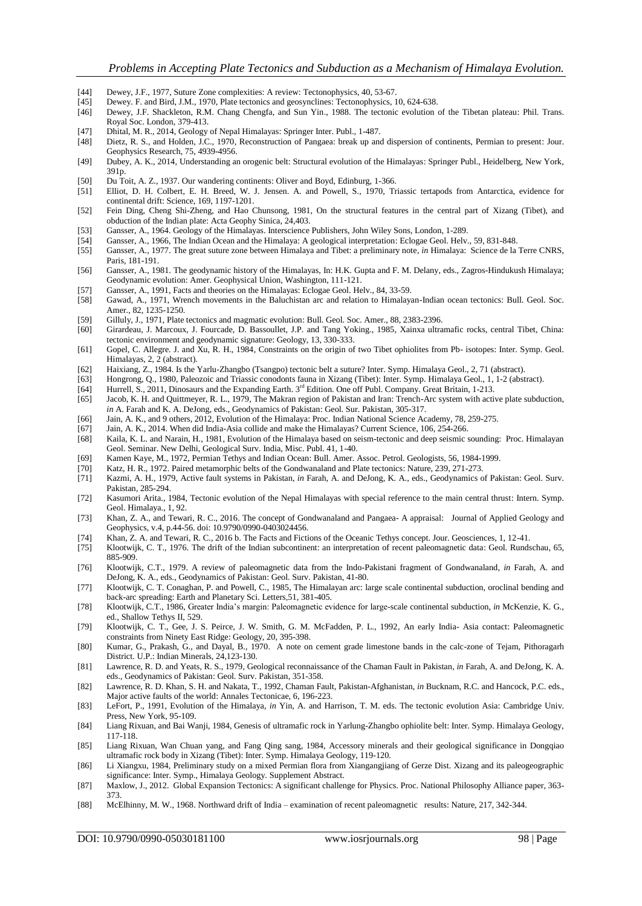[44] Dewey, J.F., 1977, Suture Zone complexities: A review: Tectonophysics, 40, 53-67.

[45] Dewey. F. and Bird, J.M., 1970, Plate tectonics and geosynclines: Tectonophysics, 10, 624-638.

[46] Dewey, J.F. Shackleton, R.M. Chang Chengfa, and Sun Yin., 1988. The tectonic evolution of the Tibetan plateau: Phil. Trans. Royal Soc. London, 379-413.

[47] Dhital, M. R., 2014, Geology of Nepal Himalayas: Springer Inter. Publ., 1-487.

[48] Dietz, R. S., and Holden, J.C., 1970, Reconstruction of Pangaea: break up and dispersion of continents, Permian to present: Jour. Geophysics Research, 75, 4939-4956.

[49] Dubey, A. K., 2014, Understanding an orogenic belt: Structural evolution of the Himalayas: Springer Publ., Heidelberg, New York, 391p.

[50] Du Toit, A. Z., 1937. Our wandering continents: Oliver and Boyd, Edinburg, 1-366.

[51] Elliot, D. H. Colbert, E. H. Breed, W. J. Jensen. A. and Powell, S., 1970, Triassic tertapods from Antarctica, evidence for continental drift: Science, 169, 1197-1201.

[52] Fein Ding, Cheng Shi-Zheng, and Hao Chunsong, 1981, On the structural features in the central part of Xizang (Tibet), and obduction of the Indian plate: Acta Geophy Sinica, 24,403.

[53] Gansser, A., 1964. Geology of the Himalayas. Interscience Publishers, John Wiley Sons, London, 1-289.

[54] Gansser, A., 1966, The Indian Ocean and the Himalaya: A geological interpretation: Eclogae Geol. Helv., 59, 831-848.

[55] Gansser, A., 1977. The great suture zone between Himalaya and Tibet: a preliminary note, *in* Himalaya: Science de la Terre CNRS, Paris, 181-191.

[56] Gansser, A., 1981. The geodynamic history of the Himalayas, In: H.K. Gupta and F. M. Delany, eds., Zagros-Hindukush Himalaya; Geodynamic evolution: Amer. Geophysical Union, Washington, 111-121.

[57] Gansser, A., 1991, Facts and theories on the Himalayas: Eclogae Geol. Helv., 84, 33-59.

[58] Gawad, A., 1971, Wrench movements in the Baluchistan arc and relation to Himalayan-Indian ocean tectonics: Bull. Geol. Soc. Amer., 82, 1235-1250.

[59] Gilluly, J., 1971, Plate tectonics and magmatic evolution: Bull. Geol. Soc. Amer., 88, 2383-2396.

[60] Girardeau, J. Marcoux, J. Fourcade, D. Bassoullet, J.P. and Tang Yoking., 1985, Xainxa ultramafic rocks, central Tibet, China: tectonic environment and geodynamic signature: Geology, 13, 330-333.

[61] Gopel, C. Allegre. J. and Xu, R. H., 1984, Constraints on the origin of two Tibet ophiolites from Pb- isotopes: Inter. Symp. Geol. Himalayas, 2, 2 (abstract).

[62] Haixiang, Z., 1984. Is the Yarlu-Zhangbo (Tsangpo) tectonic belt a suture? Inter. Symp. Himalaya Geol., 2, 71 (abstract).

[63] Hongrong, Q., 1980, Paleozoic and Triassic conodonts fauna in Xizang (Tibet): Inter. Symp. Himalaya Geol., 1, 1-2 (abstract).

[64] Hurrell, S., 2011, Dinosaurs and the Expanding Earth. 3rd Edition. One off Publ. Company. Great Britain, 1-213.

[65] Jacob, K. H. and Quittmeyer, R. L., 1979, The Makran region of Pakistan and Iran: Trench-Arc system with active plate subduction, *in* A. Farah and K. A. DeJong, eds., Geodynamics of Pakistan: Geol. Sur. Pakistan, 305-317.

[66] Jain, A. K., and 9 others, 2012, Evolution of the Himalaya: Proc. Indian National Science Academy, 78, 259-275.

[67] Jain, A. K., 2014. When did India-Asia collide and make the Himalayas? Current Science, 106, 254-266.

[68] Kaila, K. L. and Narain, H., 1981, Evolution of the Himalaya based on seism-tectonic and deep seismic sounding: Proc. Himalayan Geol. Seminar. New Delhi, Geological Surv. India, Misc. Publ. 41, 1-40.

[69] Kamen Kaye, M., 1972, Permian Tethys and Indian Ocean: Bull. Amer. Assoc. Petrol. Geologists, 56, 1984-1999.

[70] Katz, H. R., 1972. Paired metamorphic belts of the Gondwanaland and Plate tectonics: Nature, 239, 271-273.

[71] Kazmi, A. H., 1979, Active fault systems in Pakistan, *in* Farah, A. and DeJong, K. A., eds., Geodynamics of Pakistan: Geol. Surv. Pakistan, 285-294.

[72] Kasumori Arita., 1984, Tectonic evolution of the Nepal Himalayas with special reference to the main central thrust: Intern. Symp. Geol. Himalaya., 1, 92.

[73] Khan, Z. A., and Tewari, R. C., 2016. The concept of Gondwanaland and Pangaea- A appraisal: Journal of Applied Geology and Geophysics, v.4, p.44-56. doi: 10.9790/0990-0403024456.

[74] Khan, Z. A. and Tewari, R. C., 2016 b. The Facts and Fictions of the Oceanic Tethys concept. Jour. Geosciences, 1, 12-41.

[75] Klootwijk, C. T., 1976. The drift of the Indian subcontinent: an interpretation of recent paleomagnetic data: Geol. Rundschau, 65, 885-909.

[76] Klootwijk, C.T., 1979. A review of paleomagnetic data from the Indo-Pakistani fragment of Gondwanaland, *in* Farah, A. and DeJong, K. A., eds., Geodynamics of Pakistan: Geol. Surv. Pakistan, 41-80.

[77] Klootwijk, C. T. Conaghan, P. and Powell, C., 1985, The Himalayan arc: large scale continental subduction, oroclinal bending and back-arc spreading: Earth and Planetary Sci. Letters,51, 381-405.

[78] Klootwijk, C.T., 1986, Greater India's margin: Paleomagnetic evidence for large-scale continental subduction, *in* McKenzie, K. G., ed., Shallow Tethys II, 529.

[79] Klootwijk, C. T., Gee, J. S. Peirce, J. W. Smith, G. M. McFadden, P. L., 1992, An early India- Asia contact: Paleomagnetic constraints from Ninety East Ridge: Geology, 20, 395-398.

[80] Kumar, G., Prakash, G., and Dayal, B., 1970. A note on cement grade limestone bands in the calc-zone of Tejam, Pithoragarh District. U.P.: Indian Minerals, 24,123-130.

[81] Lawrence, R. D. and Yeats, R. S., 1979, Geological reconnaissance of the Chaman Fault in Pakistan, *in* Farah, A. and DeJong, K. A. eds., Geodynamics of Pakistan: Geol. Surv. Pakistan, 351-358.

[82] Lawrence, R. D. Khan, S. H. and Nakata, T., 1992, Chaman Fault, Pakistan-Afghanistan, *in* Bucknam, R.C. and Hancock, P.C. eds., Major active faults of the world: Annales Tectonicae, 6, 196-223.

[83] LeFort, P., 1991, Evolution of the Himalaya, *in* Yin, A. and Harrison, T. M. eds. The tectonic evolution Asia: Cambridge Univ. Press, New York, 95-109.

[84] Liang Rixuan, and Bai Wanji, 1984, Genesis of ultramafic rock in Yarlung-Zhangbo ophiolite belt: Inter. Symp. Himalaya Geology, 117-118.

[85] Liang Rixuan, Wan Chuan yang, and Fang Qing sang, 1984, Accessory minerals and their geological significance in Dongqiao ultramafic rock body in Xizang (Tibet): Inter. Symp. Himalaya Geology, 119-120.

[86] Li Xiangxu, 1984, Preliminary study on a mixed Permian flora from Xiangangjiang of Gerze Dist. Xizang and its paleogeographic significance: Inter. Symp., Himalaya Geology. Supplement Abstract.

[87] Maxlow, J., 2012. Global Expansion Tectonics: A significant challenge for Physics. Proc. National Philosophy Alliance paper, 363-373.

[88] McElhinny, M. W., 1968. Northward drift of India – examination of recent paleomagnetic results: Nature, 217, 342-344.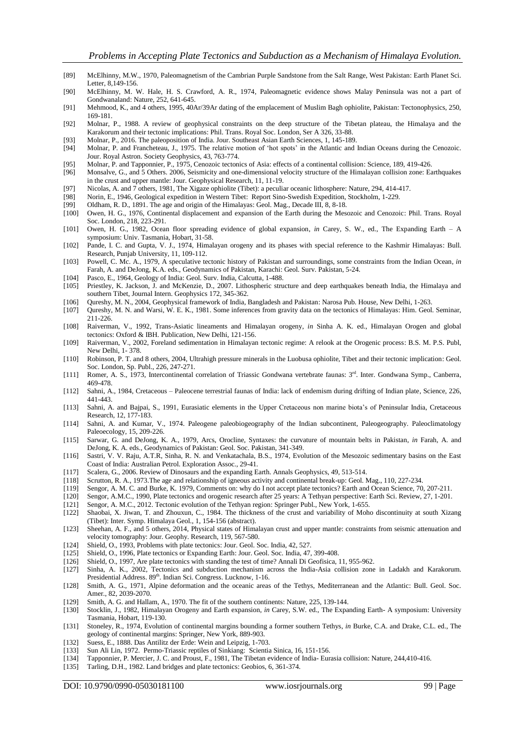[89] McElhinny, M.W., 1970, Paleomagnetism of the Cambrian Purple Sandstone from the Salt Range, West Pakistan: Earth Planet Sci. Letter, 8,149-156.

[90] McElhinny, M. W. Hale, H. S. Crawford, A. R., 1974, Paleomagnetic evidence shows Malay Peninsula was not a part of Gondwanaland: Nature, 252, 641-645.

[91] Mehmood, K., and 4 others, 1995, 40Ar/39Ar dating of the emplacement of Muslim Bagh ophiolite, Pakistan: Tectonophysics, 250, 169-181.

[92] Molnar, P., 1988. A review of geophysical constraints on the deep structure of the Tibetan plateau, the Himalaya and the Karakorum and their tectonic implications: Phil. Trans. Royal Soc. London, Ser A 326, 33-88.

[93] Molnar, P., 2016. The paleoposition of India. Jour. Southeast Asian Earth Sciences, 1, 145-189.

[94] Molnar, P. and Francheteau, J., 1975. The relative motion of 'hot spots' in the Atlantic and Indian Oceans during the Cenozoic. Jour. Royal Astron. Society Geophysics, 43, 763-774.

[95] Molnar, P. and Tapponnier, P., 1975, Cenozoic tectonics of Asia: effects of a continental collision: Science, 189, 419-426.

[96] Monsalve, G., and 5 Others. 2006, Seismicity and one-dimensional velocity structure of the Himalayan collision zone: Earthquakes in the crust and upper mantle: Jour. Geophysical Research, 11, 11-19.

[97] Nicolas, A. and 7 others, 1981, The Xigaze ophiolite (Tibet): a peculiar oceanic lithosphere: Nature, 294, 414-417.

[98] Norin, E., 1946, Geological expedition in Western Tibet: Report Sino-Swedish Expedition, Stockholm, 1-229.

[99] Oldham, R. D., 1891. The age and origin of the Himalayas: Geol. Mag., Decade III, 8, 8-18.

[100] Owen, H. G., 1976, Continental displacement and expansion of the Earth during the Mesozoic and Cenozoic: Phil. Trans. Royal Soc. London, 218, 223-291.

[101] Owen, H. G., 1982, Ocean floor spreading evidence of global expansion, *in* Carey, S. W., ed., The Expanding Earth – A symposium: Univ. Tasmania, Hobart, 31-58.

[102] Pande, I. C. and Gupta, V. J., 1974, Himalayan orogeny and its phases with special reference to the Kashmir Himalayas: Bull. Research, Punjab University, 11, 109-112.

[103] Powell, C. Mc. A., 1979, A speculative tectonic history of Pakistan and surroundings, some constraints from the Indian Ocean, *in* Farah, A. and DeJong, K.A. eds., Geodynamics of Pakistan, Karachi: Geol. Surv. Pakistan, 5-24.

[104] Pasco, E., 1964, Geology of India: Geol. Surv. India, Calcutta, 1-488.

[105] Priestley, K. Jackson, J. and McKenzie, D., 2007. Lithospheric structure and deep earthquakes beneath India, the Himalaya and southern Tibet, Journal Intern. Geophysics 172, 345-362.

[106] Qureshy, M. N., 2004, Geophysical framework of India, Bangladesh and Pakistan: Narosa Pub. House, New Delhi, 1-263.

[107] Qureshy, M. N. and Warsi, W. E. K., 1981. Some inferences from gravity data on the tectonics of Himalayas: Him. Geol. Seminar, 211-226.

[108] Raiverman, V., 1992, Trans-Asiatic lineaments and Himalayan orogeny, *in* Sinha A. K. ed., Himalayan Orogen and global tectonics: Oxford & IBH. Publication, New Delhi, 121-156.

[109] Raiverman, V., 2002, Foreland sedimentation in Himalayan tectonic regime: A relook at the Orogenic process: B.S. M. P.S. Publ, New Delhi, 1- 378.

[110] Robinson, P. T. and 8 others, 2004, Ultrahigh pressure minerals in the Luobusa ophiolite, Tibet and their tectonic implication: Geol. Soc. London, Sp. Publ., 226, 247-271.

[111] Romer, A. S., 1973, Intercontinental correlation of Triassic Gondwana vertebrate faunas: 3rd. Inter. Gondwana Symp., Canberra, 469-478.

[112] Sahni, A., 1984, Cretaceous – Paleocene terrestrial faunas of India: lack of endemism during drifting of Indian plate, Science, 226, 441-443.

[113] Sahni, A. and Bajpai, S., 1991, Eurasiatic elements in the Upper Cretaceous non marine biota's of Peninsular India, Cretaceous Research, 12, 177-183.

[114] Sahni, A. and Kumar, V., 1974. Paleogene paleobiogeography of the Indian subcontinent, Paleogeography. Paleoclimatology Paleoecology, 15, 209-226.

[115] Sarwar, G. and DeJong, K. A., 1979, Arcs, Orocline, Syntaxes: the curvature of mountain belts in Pakistan, *in* Farah, A. and DeJong, K. A. eds., Geodynamics of Pakistan: Geol. Soc. Pakistan, 341-349.

[116] Sastri, V. V. Raju, A.T.R, Sinha, R. N. and Venkatachala, B.S., 1974, Evolution of the Mesozoic sedimentary basins on the East Coast of India: Australian Petrol. Exploration Assoc., 29-41.

[117] Scalera, G., 2006. Review of Dinosaurs and the expanding Earth. Annals Geophysics, 49, 513-514.

[118] Scrutton, R. A., 1973.The age and relationship of igneous activity and continental break-up: Geol. Mag., 110, 227-234.

[119] Sengor, A. M. C. and Burke, K. 1979, Comments on: why do I not accept plate tectonics? Earth and Ocean Science, 70, 207-211.

[120] Sengor, A.M.C., 1990, Plate tectonics and orogenic research after 25 years: A Tethyan perspective: Earth Sci. Review, 27, 1-201.

[121] Sengor, A.M.C., 2012. Tectonic evolution of the Tethyan region: Springer Publ., New York, 1-655.

[122] Shaobai, X. Jiwan, T. and Zhouxun, C., 1984. The thickness of the crust and variability of Moho discontinuity at south Xizang (Tibet): Inter. Symp. Himalaya Geol., 1, 154-156 (abstract).

[123] Sheehan, A. F., and 5 others, 2014, Physical states of Himalayan crust and upper mantle: constraints from seismic attenuation and velocity tomography: Jour. Geophy. Research, 119, 567-580.

[124] Shield, O., 1993, Problems with plate tectonics: Jour. Geol. Soc. India, 42, 527.

[125] Shield, O., 1996, Plate tectonics or Expanding Earth: Jour. Geol. Soc. India, 47, 399-408.

[126] Shield, O., 1997, Are plate tectonics with standing the test of time? Annali Di Geofisica, 11, 955-962.

[127] Sinha, A. K., 2002, Tectonics and subduction mechanism across the India-Asia collision zone in Ladakh and Karakorum. Presidential Address. 89th. Indian Sci. Congress. Lucknow, 1-16.

[128] Smith, A. G., 1971, Alpine deformation and the oceanic areas of the Tethys, Mediterranean and the Atlantic: Bull. Geol. Soc. Amer., 82, 2039-2070.

[129] Smith, A. G. and Hallam, A., 1970. The fit of the southern continents: Nature, 225, 139-144.

[130] Stocklin, J., 1982, Himalayan Orogeny and Earth expansion, *in* Carey, S.W. ed., The Expanding Earth- A symposium: University Tasmania, Hobart, 119-130.

[131] Stoneley, R., 1974, Evolution of continental margins bounding a former southern Tethys, *in* Burke, C.A. and Drake, C.L. ed., The geology of continental margins: Springer, New York, 889-903.

[132] Suess, E., 1888. Das Antilitz der Erde: Wein and Leipzig, 1-703.

[133] Sun Ali Lin, 1972. Permo-Triassic reptiles of Sinkiang: Scientia Sinica, 16, 151-156.

[134] Tapponnier, P. Mercier, J. C. and Proust, F., 1981, The Tibetan evidence of India- Eurasia collision: Nature, 244,410-416.

[135] Tarling, D.H., 1982. Land bridges and plate tectonics: Geobios, 6, 361-374.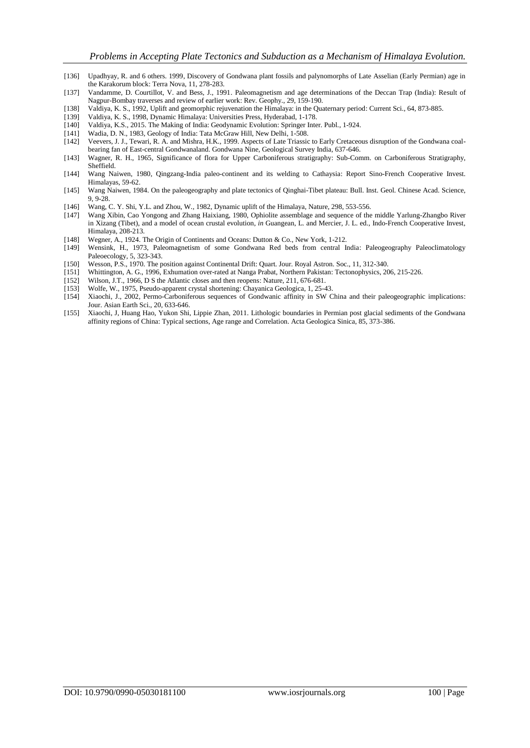[136] Upadhyay, R. and 6 others. 1999, Discovery of Gondwana plant fossils and palynomorphs of Late Asselian (Early Permian) age in the Karakorum block: Terra Nova, 11, 278-283.

[137] Vandamme, D. Courtillot, V. and Bess, J., 1991. Paleomagnetism and age determinations of the Deccan Trap (India): Result of Nagpur-Bombay traverses and review of earlier work: Rev. Geophy., 29, 159-190.

[138] Valdiya, K. S., 1992, Uplift and geomorphic rejuvenation the Himalaya: in the Quaternary period: Current Sci., 64, 873-885.

[139] Valdiya, K. S., 1998, Dynamic Himalaya: Universities Press, Hyderabad, 1-178.

[140] Valdiya, K.S., 2015. The Making of India: Geodynamic Evolution: Springer Inter. Publ., 1-924.

[141] Wadia, D. N., 1983, Geology of India: Tata McGraw Hill, New Delhi, 1-508.

[142] Veevers, J. J., Tewari, R. A. and Mishra, H.K., 1999. Aspects of Late Triassic to Early Cretaceous disruption of the Gondwana coal-bearing fan of East-central Gondwanaland. Gondwana Nine, Geological Survey India, 637-646.

[143] Wagner, R. H., 1965, Significance of flora for Upper Carboniferous stratigraphy: Sub-Comm. on Carboniferous Stratigraphy, Sheffield.

[144] Wang Naiwen, 1980, Qingzang-India paleo-continent and its welding to Cathaysia: Report Sino-French Cooperative Invest. Himalayas, 59-62.

[145] Wang Naiwen, 1984. On the paleogeography and plate tectonics of Qinghai-Tibet plateau: Bull. Inst. Geol. Chinese Acad. Science, 9, 9-28.

[146] Wang, C. Y. Shi, Y.L. and Zhou, W., 1982, Dynamic uplift of the Himalaya, Nature, 298, 553-556.

[147] Wang Xibin, Cao Yongong and Zhang Haixiang, 1980, Ophiolite assemblage and sequence of the middle Yarlung-Zhangbo River in Xizang (Tibet), and a model of ocean crustal evolution, *in* Guangean, L. and Mercier, J. L. ed., Indo-French Cooperative Invest, Himalaya, 208-213.

[148] Wegner, A., 1924. The Origin of Continents and Oceans: Dutton & Co., New York, 1-212.

[149] Wensink, H., 1973, Paleomagnetism of some Gondwana Red beds from central India: Paleogeography Paleoclimatology Paleoecology, 5, 323-343.

[150] Wesson, P.S., 1970. The position against Continental Drift: Quart. Jour. Royal Astron. Soc., 11, 312-340.

[151] Whittington, A. G., 1996, Exhumation over-rated at Nanga Prabat, Northern Pakistan: Tectonophysics, 206, 215-226.

[152] Wilson, J.T., 1966, D S the Atlantic closes and then reopens: Nature, 211, 676-681.

[153] Wolfe, W., 1975, Pseudo-apparent crystal shortening: Chayanica Geologica, 1, 25-43.

[154] Xiaochi, J., 2002, Permo-Carboniferous sequences of Gondwanic affinity in SW China and their paleogeographic implications: Jour. Asian Earth Sci., 20, 633-646.

[155] Xiaochi, J, Huang Hao, Yukon Shi, Lippie Zhan, 2011. Lithologic boundaries in Permian post glacial sediments of the Gondwana affinity regions of China: Typical sections, Age range and Correlation. Acta Geologica Sinica, 85, 373-386.